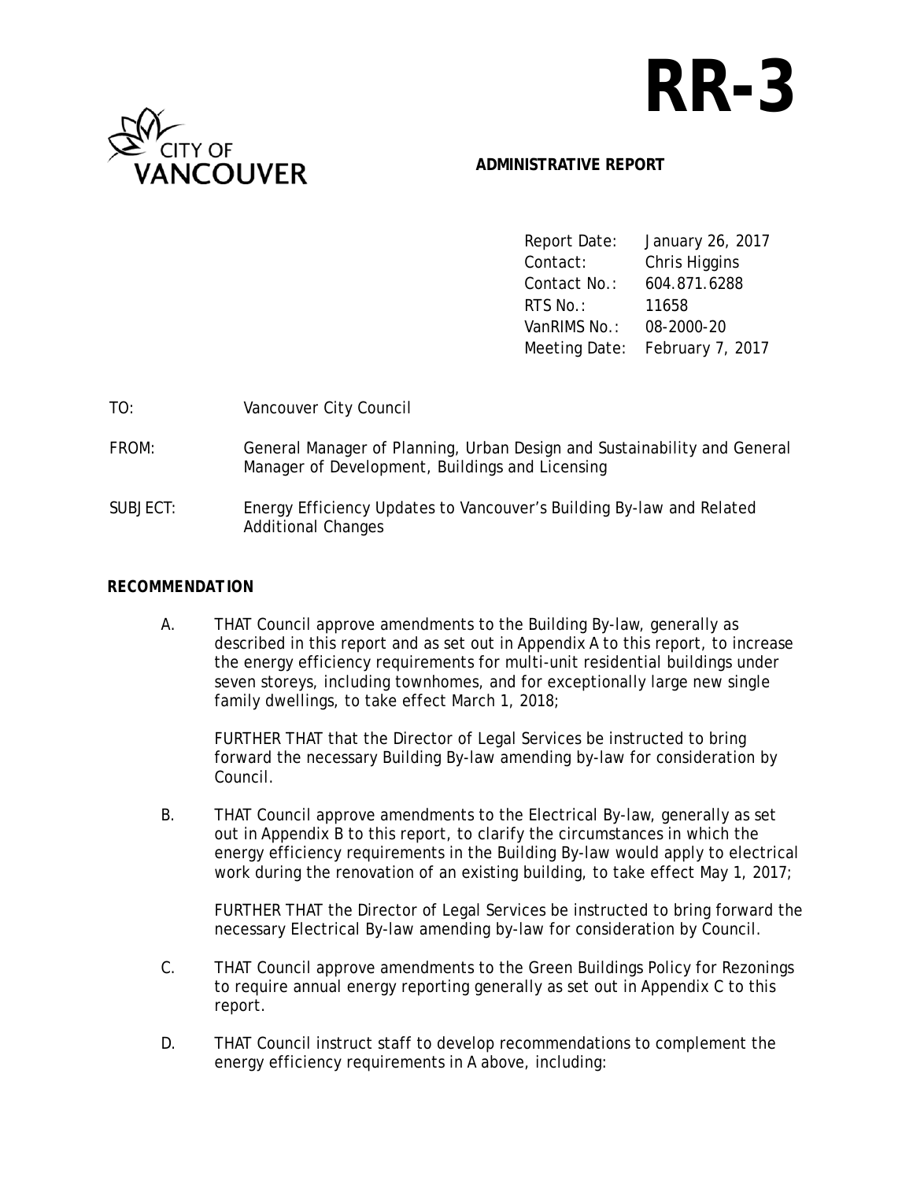# RR-3

CITY OF VANCOUVER

**ADMINISTRATIVE REPORT**

| | |
|---|---|
| Report Date: | January 26, 2017 |
| Contact: | Chris Higgins |
| Contact No.: | 604.871.6288 |
| RTS No.: | 11658 |
| VanRIMS No.: | 08-2000-20 |
| Meeting Date: | February 7, 2017 |

TO: Vancouver City Council

FROM: General Manager of Planning, Urban Design and Sustainability and General Manager of Development, Buildings and Licensing

SUBJECT: Energy Efficiency Updates to Vancouver's Building By-law and Related Additional Changes

## RECOMMENDATION

A. THAT Council approve amendments to the Building By-law, generally as described in this report and as set out in Appendix A to this report, to increase the energy efficiency requirements for multi-unit residential buildings under seven storeys, including townhomes, and for exceptionally large new single family dwellings, to take effect March 1, 2018;

FURTHER THAT that the Director of Legal Services be instructed to bring forward the necessary Building By-law amending by-law for consideration by Council.

B. THAT Council approve amendments to the Electrical By-law, generally as set out in Appendix B to this report, to clarify the circumstances in which the energy efficiency requirements in the Building By-law would apply to electrical work during the renovation of an existing building, to take effect May 1, 2017;

FURTHER THAT the Director of Legal Services be instructed to bring forward the necessary Electrical By-law amending by-law for consideration by Council.

C. THAT Council approve amendments to the Green Buildings Policy for Rezonings to require annual energy reporting generally as set out in Appendix C to this report.

D. THAT Council instruct staff to develop recommendations to complement the energy efficiency requirements in A above, including: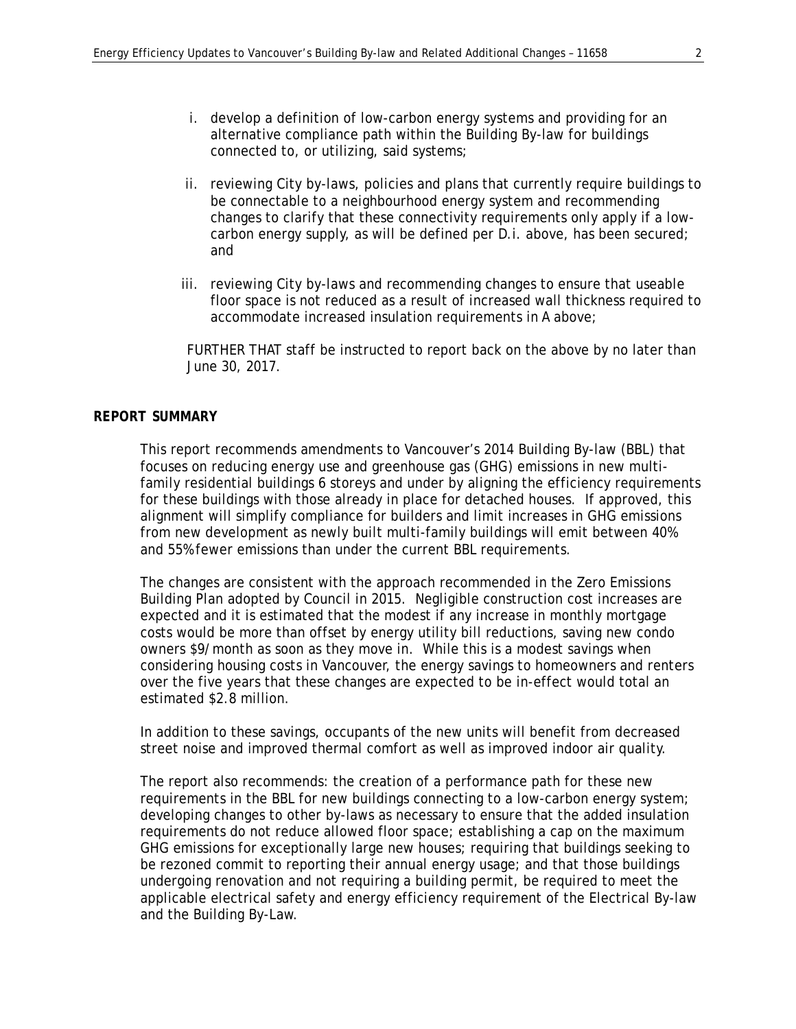i. develop a definition of low-carbon energy systems and providing for an alternative compliance path within the Building By-law for buildings connected to, or utilizing, said systems;

ii. reviewing City by-laws, policies and plans that currently require buildings to be connectable to a neighbourhood energy system and recommending changes to clarify that these connectivity requirements only apply if a low-carbon energy supply, as will be defined per D.i. above, has been secured; and

iii. reviewing City by-laws and recommending changes to ensure that useable floor space is not reduced as a result of increased wall thickness required to accommodate increased insulation requirements in A above;

FURTHER THAT staff be instructed to report back on the above by no later than June 30, 2017.

**REPORT SUMMARY**

This report recommends amendments to Vancouver's 2014 Building By-law (BBL) that focuses on reducing energy use and greenhouse gas (GHG) emissions in new multi-family residential buildings 6 storeys and under by aligning the efficiency requirements for these buildings with those already in place for detached houses. If approved, this alignment will simplify compliance for builders and limit increases in GHG emissions from new development as newly built multi-family buildings will emit between 40% and 55% fewer emissions than under the current BBL requirements.

The changes are consistent with the approach recommended in the Zero Emissions Building Plan adopted by Council in 2015. Negligible construction cost increases are expected and it is estimated that the modest if any increase in monthly mortgage costs would be more than offset by energy utility bill reductions, saving new condo owners $9/month as soon as they move in. While this is a modest savings when considering housing costs in Vancouver, the energy savings to homeowners and renters over the five years that these changes are expected to be in-effect would total an estimated $2.8 million.

In addition to these savings, occupants of the new units will benefit from decreased street noise and improved thermal comfort as well as improved indoor air quality.

The report also recommends: the creation of a performance path for these new requirements in the BBL for new buildings connecting to a low-carbon energy system; developing changes to other by-laws as necessary to ensure that the added insulation requirements do not reduce allowed floor space; establishing a cap on the maximum GHG emissions for exceptionally large new houses; requiring that buildings seeking to be rezoned commit to reporting their annual energy usage; and that those buildings undergoing renovation and not requiring a building permit, be required to meet the applicable electrical safety and energy efficiency requirement of the Electrical By-law and the Building By-Law.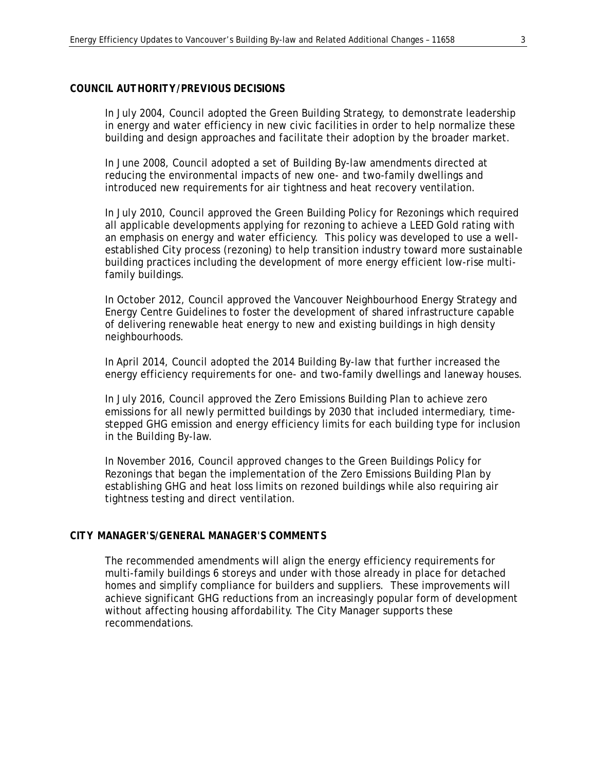## COUNCIL AUTHORITY/PREVIOUS DECISIONS

In July 2004, Council adopted the Green Building Strategy, to demonstrate leadership in energy and water efficiency in new civic facilities in order to help normalize these building and design approaches and facilitate their adoption by the broader market.

In June 2008, Council adopted a set of Building By-law amendments directed at reducing the environmental impacts of new one- and two-family dwellings and introduced new requirements for air tightness and heat recovery ventilation.

In July 2010, Council approved the Green Building Policy for Rezonings which required all applicable developments applying for rezoning to achieve a LEED Gold rating with an emphasis on energy and water efficiency. This policy was developed to use a well-established City process (rezoning) to help transition industry toward more sustainable building practices including the development of more energy efficient low-rise multi-family buildings.

In October 2012, Council approved the Vancouver Neighbourhood Energy Strategy and Energy Centre Guidelines to foster the development of shared infrastructure capable of delivering renewable heat energy to new and existing buildings in high density neighbourhoods.

In April 2014, Council adopted the 2014 Building By-law that further increased the energy efficiency requirements for one- and two-family dwellings and laneway houses.

In July 2016, Council approved the Zero Emissions Building Plan to achieve zero emissions for all newly permitted buildings by 2030 that included intermediary, time-stepped GHG emission and energy efficiency limits for each building type for inclusion in the Building By-law.

In November 2016, Council approved changes to the Green Buildings Policy for Rezonings that began the implementation of the Zero Emissions Building Plan by establishing GHG and heat loss limits on rezoned buildings while also requiring air tightness testing and direct ventilation.

## CITY MANAGER'S/GENERAL MANAGER'S COMMENTS

The recommended amendments will align the energy efficiency requirements for multi-family buildings 6 storeys and under with those already in place for detached homes and simplify compliance for builders and suppliers. These improvements will achieve significant GHG reductions from an increasingly popular form of development without affecting housing affordability. The City Manager supports these recommendations.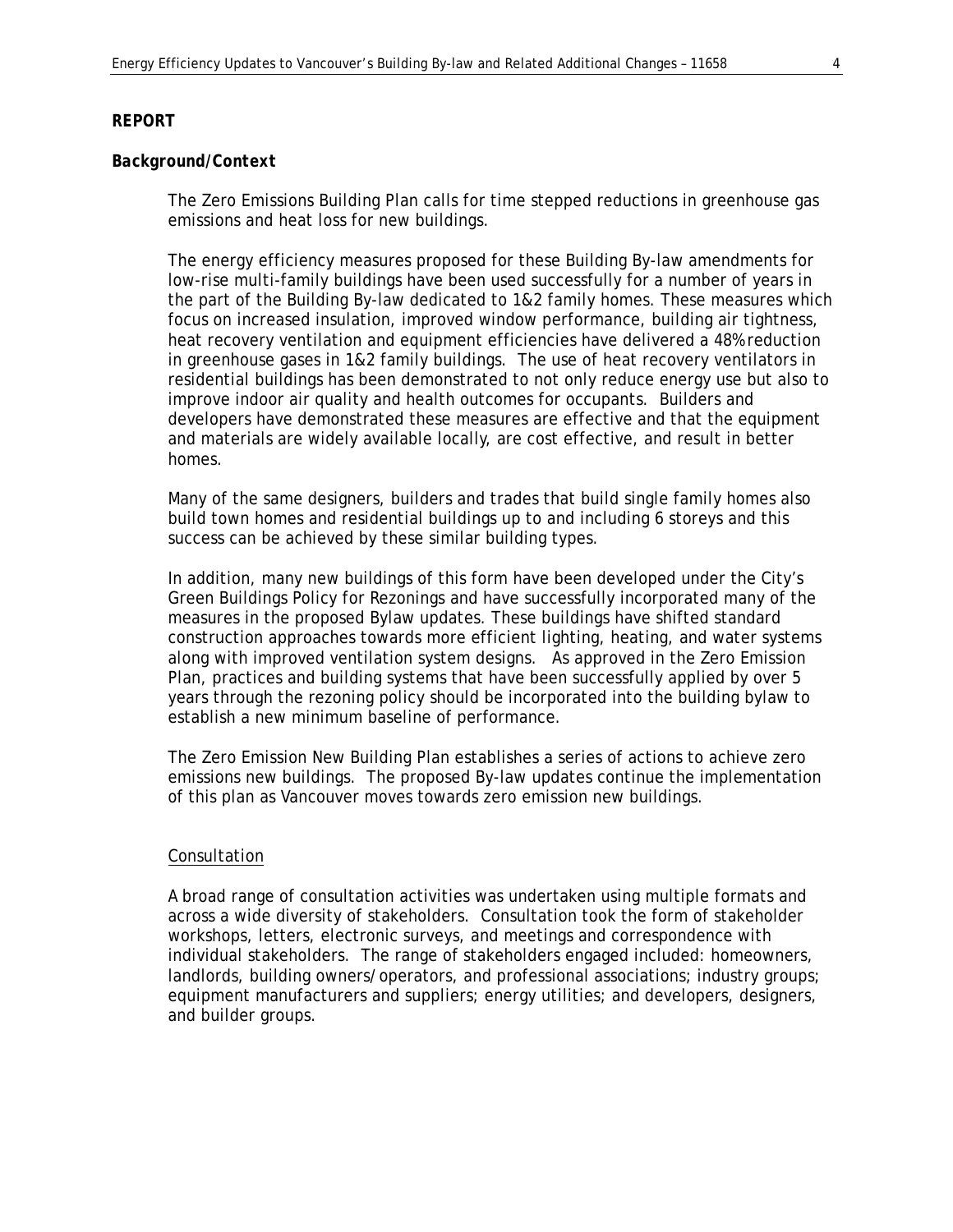## REPORT

### Background/Context

The Zero Emissions Building Plan calls for time stepped reductions in greenhouse gas emissions and heat loss for new buildings.

The energy efficiency measures proposed for these Building By-law amendments for low-rise multi-family buildings have been used successfully for a number of years in the part of the Building By-law dedicated to 1&2 family homes. These measures which focus on increased insulation, improved window performance, building air tightness, heat recovery ventilation and equipment efficiencies have delivered a 48% reduction in greenhouse gases in 1&2 family buildings. The use of heat recovery ventilators in residential buildings has been demonstrated to not only reduce energy use but also to improve indoor air quality and health outcomes for occupants. Builders and developers have demonstrated these measures are effective and that the equipment and materials are widely available locally, are cost effective, and result in better homes.

Many of the same designers, builders and trades that build single family homes also build town homes and residential buildings up to and including 6 storeys and this success can be achieved by these similar building types.

In addition, many new buildings of this form have been developed under the City's Green Buildings Policy for Rezonings and have successfully incorporated many of the measures in the proposed Bylaw updates. These buildings have shifted standard construction approaches towards more efficient lighting, heating, and water systems along with improved ventilation system designs. As approved in the Zero Emission Plan, practices and building systems that have been successfully applied by over 5 years through the rezoning policy should be incorporated into the building bylaw to establish a new minimum baseline of performance.

The Zero Emission New Building Plan establishes a series of actions to achieve zero emissions new buildings. The proposed By-law updates continue the implementation of this plan as Vancouver moves towards zero emission new buildings.

#### Consultation

A broad range of consultation activities was undertaken using multiple formats and across a wide diversity of stakeholders. Consultation took the form of stakeholder workshops, letters, electronic surveys, and meetings and correspondence with individual stakeholders. The range of stakeholders engaged included: homeowners, landlords, building owners/operators, and professional associations; industry groups; equipment manufacturers and suppliers; energy utilities; and developers, designers, and builder groups.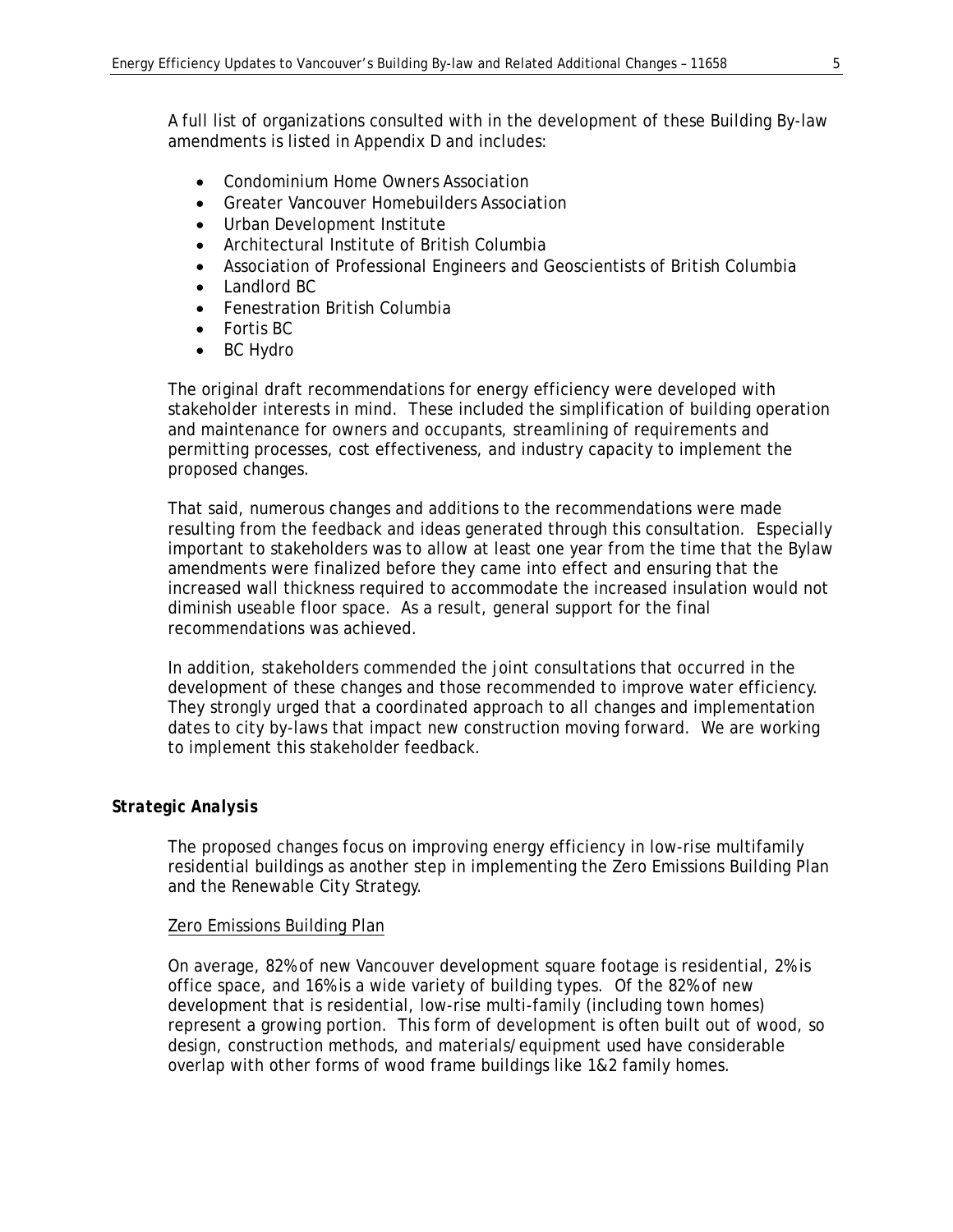A full list of organizations consulted with in the development of these Building By-law amendments is listed in Appendix D and includes:

- Condominium Home Owners Association
- Greater Vancouver Homebuilders Association
- Urban Development Institute
- Architectural Institute of British Columbia
- Association of Professional Engineers and Geoscientists of British Columbia
- Landlord BC
- Fenestration British Columbia
- Fortis BC
- BC Hydro

The original draft recommendations for energy efficiency were developed with stakeholder interests in mind. These included the simplification of building operation and maintenance for owners and occupants, streamlining of requirements and permitting processes, cost effectiveness, and industry capacity to implement the proposed changes.

That said, numerous changes and additions to the recommendations were made resulting from the feedback and ideas generated through this consultation. Especially important to stakeholders was to allow at least one year from the time that the Bylaw amendments were finalized before they came into effect and ensuring that the increased wall thickness required to accommodate the increased insulation would not diminish useable floor space. As a result, general support for the final recommendations was achieved.

In addition, stakeholders commended the joint consultations that occurred in the development of these changes and those recommended to improve water efficiency. They strongly urged that a coordinated approach to all changes and implementation dates to city by-laws that impact new construction moving forward. We are working to implement this stakeholder feedback.

### *Strategic Analysis*

The proposed changes focus on improving energy efficiency in low-rise multifamily residential buildings as another step in implementing the Zero Emissions Building Plan and the Renewable City Strategy.

Zero Emissions Building Plan

On average, 82% of new Vancouver development square footage is residential, 2% is office space, and 16% is a wide variety of building types. Of the 82% of new development that is residential, low-rise multi-family (including town homes) represent a growing portion. This form of development is often built out of wood, so design, construction methods, and materials/equipment used have considerable overlap with other forms of wood frame buildings like 1&2 family homes.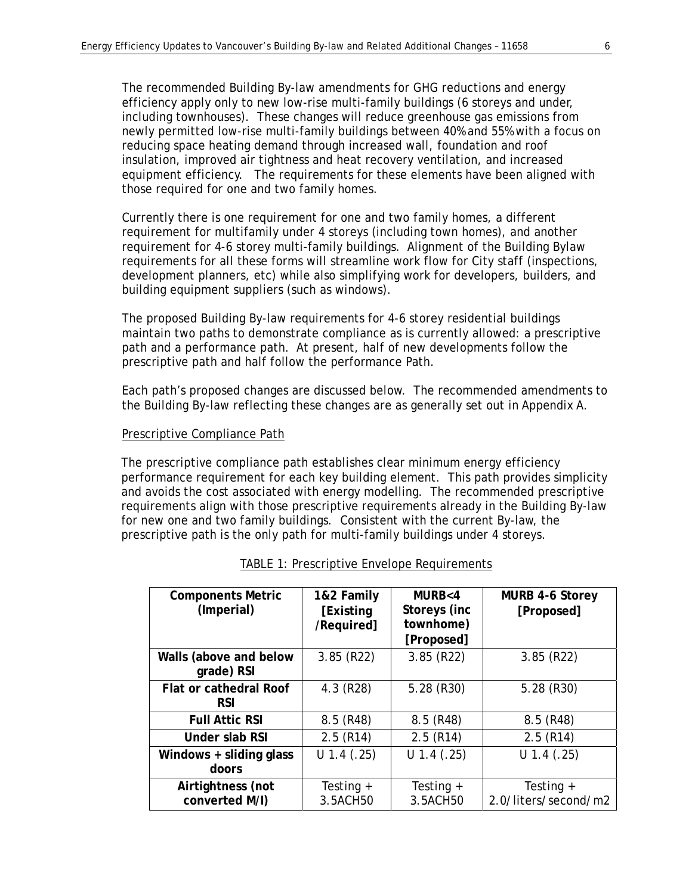The recommended Building By-law amendments for GHG reductions and energy efficiency apply only to new low-rise multi-family buildings (6 storeys and under, including townhouses). These changes will reduce greenhouse gas emissions from newly permitted low-rise multi-family buildings between 40% and 55% with a focus on reducing space heating demand through increased wall, foundation and roof insulation, improved air tightness and heat recovery ventilation, and increased equipment efficiency. The requirements for these elements have been aligned with those required for one and two family homes.

Currently there is one requirement for one and two family homes, a different requirement for multifamily under 4 storeys (including town homes), and another requirement for 4-6 storey multi-family buildings. Alignment of the Building Bylaw requirements for all these forms will streamline work flow for City staff (inspections, development planners, etc) while also simplifying work for developers, builders, and building equipment suppliers (such as windows).

The proposed Building By-law requirements for 4-6 storey residential buildings maintain two paths to demonstrate compliance as is currently allowed: a prescriptive path and a performance path. At present, half of new developments follow the prescriptive path and half follow the performance Path.

Each path's proposed changes are discussed below. The recommended amendments to the Building By-law reflecting these changes are as generally set out in Appendix A.

<u>Prescriptive Compliance Path</u>

The prescriptive compliance path establishes clear minimum energy efficiency performance requirement for each key building element. This path provides simplicity and avoids the cost associated with energy modelling. The recommended prescriptive requirements align with those prescriptive requirements already in the Building By-law for new one and two family buildings. Consistent with the current By-law, the prescriptive path is the only path for multi-family buildings under 4 storeys.

<u>TABLE 1: Prescriptive Envelope Requirements</u>

| Components Metric (Imperial) | 1&2 Family [Existing /Required] | MURB<4 Storeys (inc townhome) [Proposed] | MURB 4-6 Storey [Proposed] |
|---|---|---|---|
| **Walls (above and below grade) RSI** | 3.85 (R22) | 3.85 (R22) | 3.85 (R22) |
| **Flat or cathedral Roof RSI** | 4.3 (R28) | 5.28 (R30) | 5.28 (R30) |
| **Full Attic RSI** | 8.5 (R48) | 8.5 (R48) | 8.5 (R48) |
| **Under slab RSI** | 2.5 (R14) | 2.5 (R14) | 2.5 (R14) |
| **Windows + sliding glass doors** | U 1.4 (.25) | U 1.4 (.25) | U 1.4 (.25) |
| **Airtightness (not converted M/I)** | Testing + 3.5ACH50 | Testing + 3.5ACH50 | Testing + 2.0/liters/second/m2 |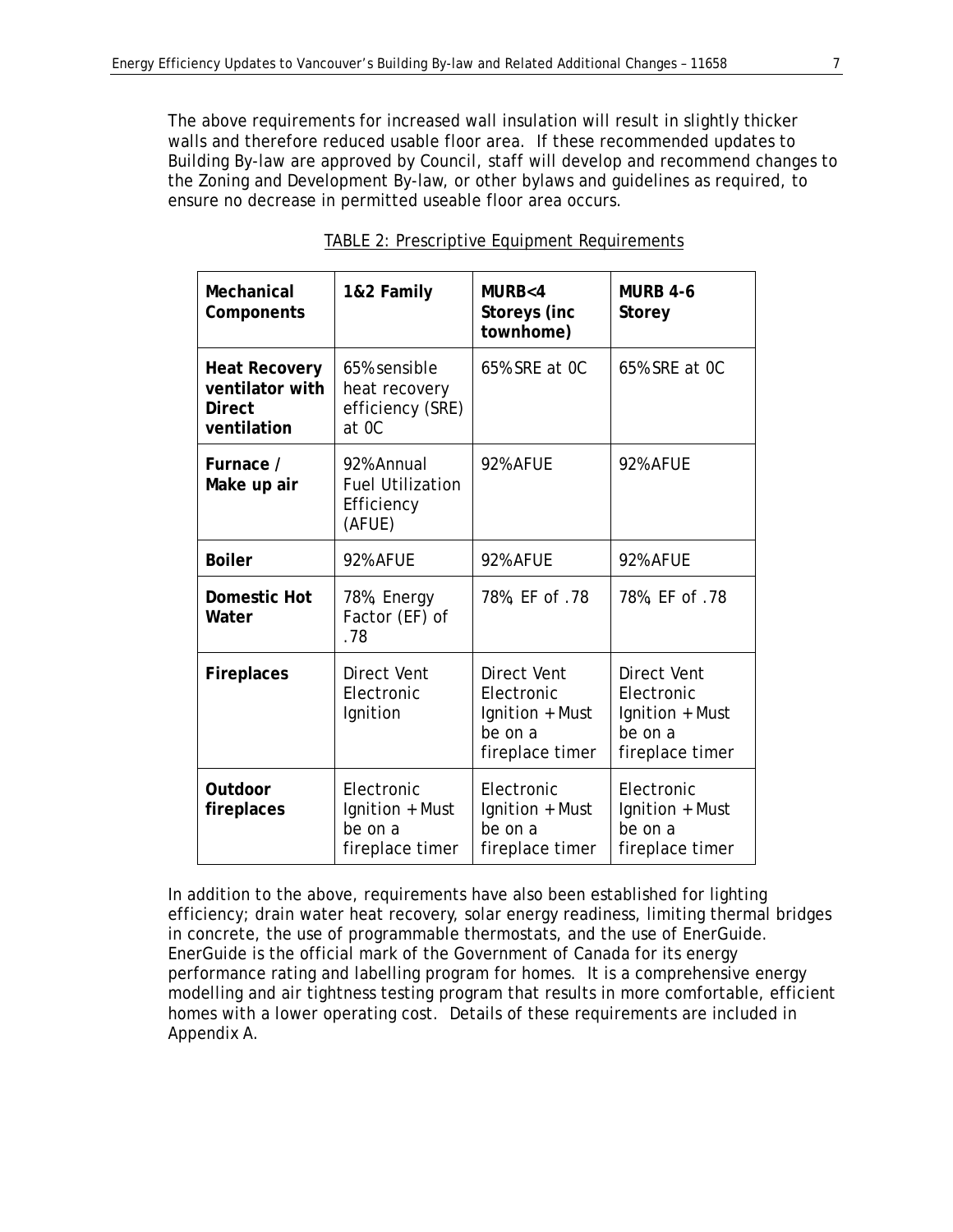The above requirements for increased wall insulation will result in slightly thicker walls and therefore reduced usable floor area. If these recommended updates to Building By-law are approved by Council, staff will develop and recommend changes to the Zoning and Development By-law, or other bylaws and guidelines as required, to ensure no decrease in permitted useable floor area occurs.

TABLE 2: Prescriptive Equipment Requirements

| **Mechanical Components** | **1&2 Family** | **MURB<4 Storeys (inc townhome)** | **MURB 4-6 Storey** |
|---|---|---|---|
| **Heat Recovery ventilator with Direct ventilation** | 65% sensible heat recovery efficiency (SRE) at 0C | 65% SRE at 0C | 65% SRE at 0C |
| **Furnace / Make up air** | 92% Annual Fuel Utilization Efficiency (AFUE) | 92% AFUE | 92% AFUE |
| **Boiler** | 92% AFUE | 92% AFUE | 92% AFUE |
| **Domestic Hot Water** | 78%, Energy Factor (EF) of .78 | 78%, EF of .78 | 78%, EF of .78 |
| **Fireplaces** | Direct Vent Electronic Ignition | Direct Vent Electronic Ignition + Must be on a fireplace timer | Direct Vent Electronic Ignition + Must be on a fireplace timer |
| **Outdoor fireplaces** | Electronic Ignition + Must be on a fireplace timer | Electronic Ignition + Must be on a fireplace timer | Electronic Ignition + Must be on a fireplace timer |

In addition to the above, requirements have also been established for lighting efficiency; drain water heat recovery, solar energy readiness, limiting thermal bridges in concrete, the use of programmable thermostats, and the use of EnerGuide. EnerGuide is the official mark of the Government of Canada for its energy performance rating and labelling program for homes. It is a comprehensive energy modelling and air tightness testing program that results in more comfortable, efficient homes with a lower operating cost. Details of these requirements are included in Appendix A.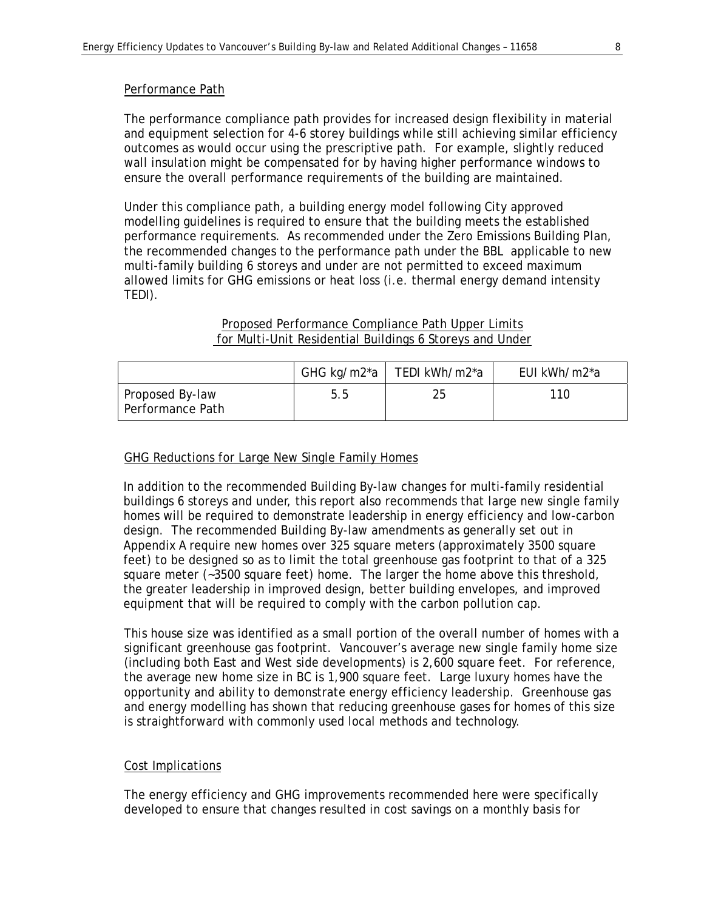Performance Path

The performance compliance path provides for increased design flexibility in material and equipment selection for 4-6 storey buildings while still achieving similar efficiency outcomes as would occur using the prescriptive path. For example, slightly reduced wall insulation might be compensated for by having higher performance windows to ensure the overall performance requirements of the building are maintained.

Under this compliance path, a building energy model following City approved modelling guidelines is required to ensure that the building meets the established performance requirements. As recommended under the Zero Emissions Building Plan, the recommended changes to the performance path under the BBL applicable to new multi-family building 6 storeys and under are not permitted to exceed maximum allowed limits for GHG emissions or heat loss (i.e. thermal energy demand intensity TEDI).

Proposed Performance Compliance Path Upper Limits for Multi-Unit Residential Buildings 6 Storeys and Under

| | GHG kg/m2*a | TEDI kWh/m2*a | EUI kWh/m2*a |
|---|---|---|---|
| Proposed By-law Performance Path | 5.5 | 25 | 110 |

GHG Reductions for Large New Single Family Homes

In addition to the recommended Building By-law changes for multi-family residential buildings 6 storeys and under, this report also recommends that large new single family homes will be required to demonstrate leadership in energy efficiency and low-carbon design. The recommended Building By-law amendments as generally set out in Appendix A require new homes over 325 square meters (approximately 3500 square feet) to be designed so as to limit the total greenhouse gas footprint to that of a 325 square meter (~3500 square feet) home. The larger the home above this threshold, the greater leadership in improved design, better building envelopes, and improved equipment that will be required to comply with the carbon pollution cap.

This house size was identified as a small portion of the overall number of homes with a significant greenhouse gas footprint. Vancouver's average new single family home size (including both East and West side developments) is 2,600 square feet. For reference, the average new home size in BC is 1,900 square feet. Large luxury homes have the opportunity and ability to demonstrate energy efficiency leadership. Greenhouse gas and energy modelling has shown that reducing greenhouse gases for homes of this size is straightforward with commonly used local methods and technology.

Cost Implications

The energy efficiency and GHG improvements recommended here were specifically developed to ensure that changes resulted in cost savings on a monthly basis for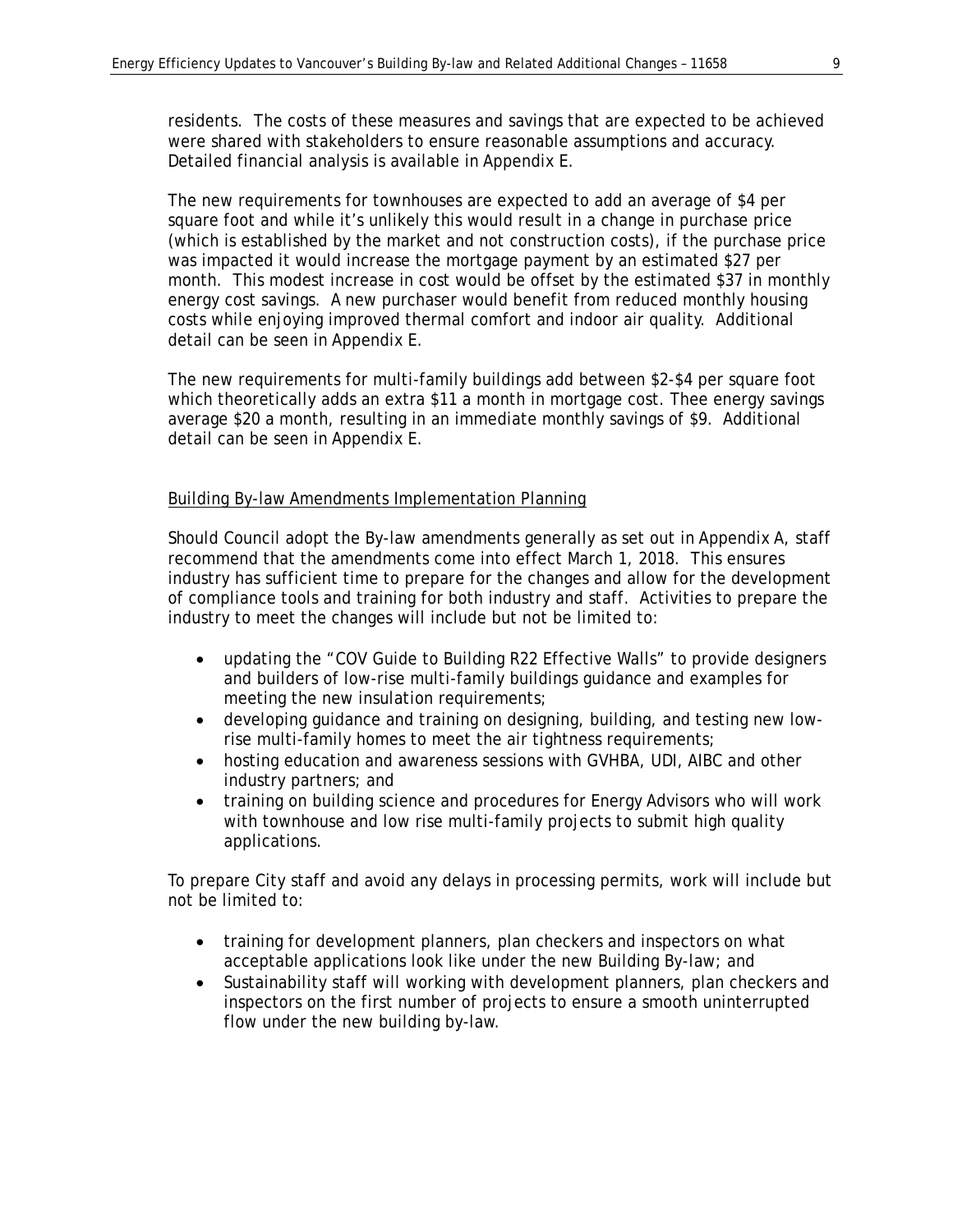residents. The costs of these measures and savings that are expected to be achieved were shared with stakeholders to ensure reasonable assumptions and accuracy. Detailed financial analysis is available in Appendix E.

The new requirements for townhouses are expected to add an average of $4 per square foot and while it's unlikely this would result in a change in purchase price (which is established by the market and not construction costs), if the purchase price was impacted it would increase the mortgage payment by an estimated $27 per month. This modest increase in cost would be offset by the estimated $37 in monthly energy cost savings. A new purchaser would benefit from reduced monthly housing costs while enjoying improved thermal comfort and indoor air quality. Additional detail can be seen in Appendix E.

The new requirements for multi-family buildings add between $2-$4 per square foot which theoretically adds an extra $11 a month in mortgage cost. Thee energy savings average $20 a month, resulting in an immediate monthly savings of $9. Additional detail can be seen in Appendix E.

<u>Building By-law Amendments Implementation Planning</u>

Should Council adopt the By-law amendments generally as set out in Appendix A, staff recommend that the amendments come into effect March 1, 2018. This ensures industry has sufficient time to prepare for the changes and allow for the development of compliance tools and training for both industry and staff. Activities to prepare the industry to meet the changes will include but not be limited to:

- updating the "COV Guide to Building R22 Effective Walls" to provide designers and builders of low-rise multi-family buildings guidance and examples for meeting the new insulation requirements;
- developing guidance and training on designing, building, and testing new low-rise multi-family homes to meet the air tightness requirements;
- hosting education and awareness sessions with GVHBA, UDI, AIBC and other industry partners; and
- training on building science and procedures for Energy Advisors who will work with townhouse and low rise multi-family projects to submit high quality applications.

To prepare City staff and avoid any delays in processing permits, work will include but not be limited to:

- training for development planners, plan checkers and inspectors on what acceptable applications look like under the new Building By-law; and
- Sustainability staff will working with development planners, plan checkers and inspectors on the first number of projects to ensure a smooth uninterrupted flow under the new building by-law.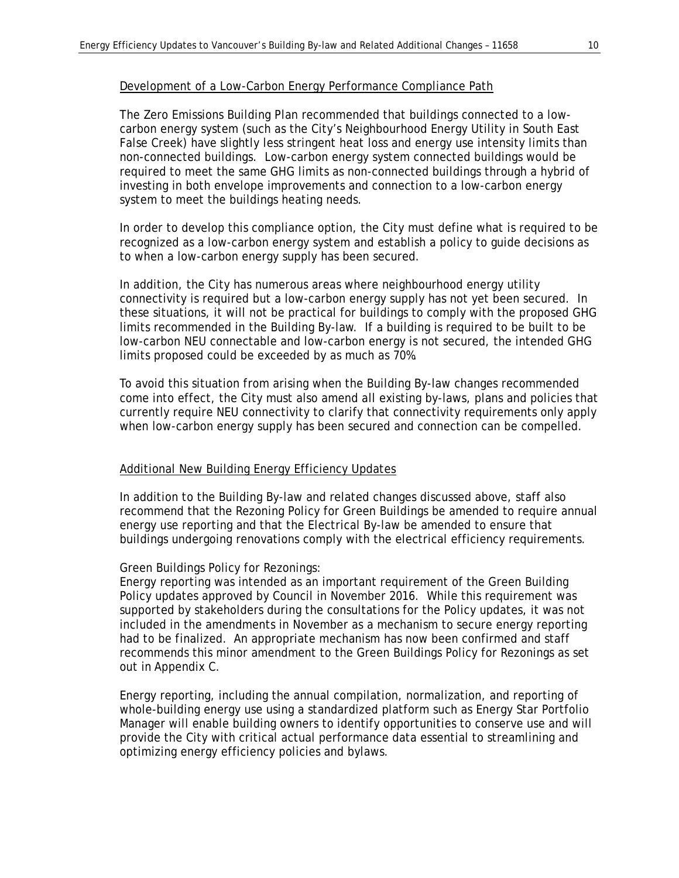## Development of a Low-Carbon Energy Performance Compliance Path

The Zero Emissions Building Plan recommended that buildings connected to a low-carbon energy system (such as the City's Neighbourhood Energy Utility in South East False Creek) have slightly less stringent heat loss and energy use intensity limits than non-connected buildings. Low-carbon energy system connected buildings would be required to meet the same GHG limits as non-connected buildings through a hybrid of investing in both envelope improvements and connection to a low-carbon energy system to meet the buildings heating needs.

In order to develop this compliance option, the City must define what is required to be recognized as a low-carbon energy system and establish a policy to guide decisions as to when a low-carbon energy supply has been secured.

In addition, the City has numerous areas where neighbourhood energy utility connectivity is required but a low-carbon energy supply has not yet been secured. In these situations, it will not be practical for buildings to comply with the proposed GHG limits recommended in the Building By-law. If a building is required to be built to be low-carbon NEU connectable and low-carbon energy is not secured, the intended GHG limits proposed could be exceeded by as much as 70%.

To avoid this situation from arising when the Building By-law changes recommended come into effect, the City must also amend all existing by-laws, plans and policies that currently require NEU connectivity to clarify that connectivity requirements only apply when low-carbon energy supply has been secured and connection can be compelled.

## Additional New Building Energy Efficiency Updates

In addition to the Building By-law and related changes discussed above, staff also recommend that the Rezoning Policy for Green Buildings be amended to require annual energy use reporting and that the Electrical By-law be amended to ensure that buildings undergoing renovations comply with the electrical efficiency requirements.

Green Buildings Policy for Rezonings:
Energy reporting was intended as an important requirement of the Green Building Policy updates approved by Council in November 2016. While this requirement was supported by stakeholders during the consultations for the Policy updates, it was not included in the amendments in November as a mechanism to secure energy reporting had to be finalized. An appropriate mechanism has now been confirmed and staff recommends this minor amendment to the Green Buildings Policy for Rezonings as set out in Appendix C.

Energy reporting, including the annual compilation, normalization, and reporting of whole-building energy use using a standardized platform such as Energy Star Portfolio Manager will enable building owners to identify opportunities to conserve use and will provide the City with critical actual performance data essential to streamlining and optimizing energy efficiency policies and bylaws.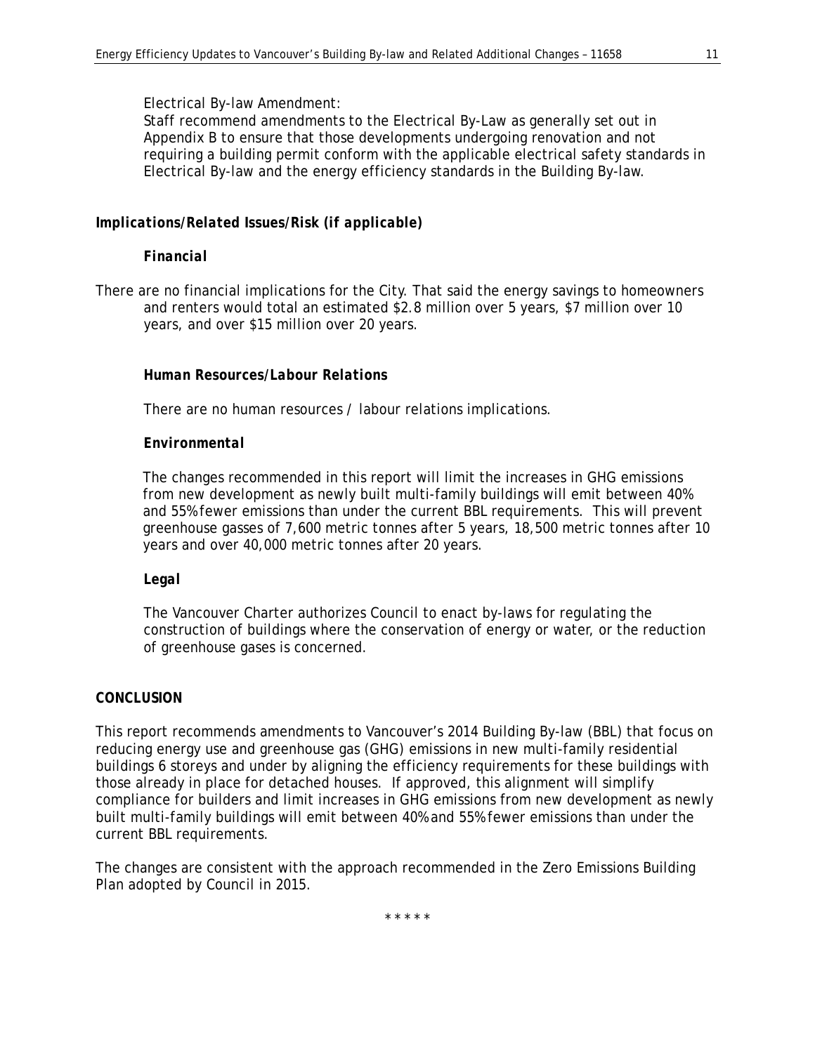Electrical By-law Amendment:
Staff recommend amendments to the Electrical By-Law as generally set out in Appendix B to ensure that those developments undergoing renovation and not requiring a building permit conform with the applicable electrical safety standards in Electrical By-law and the energy efficiency standards in the Building By-law.

### *Implications/Related Issues/Risk (if applicable)*

#### *Financial*

There are no financial implications for the City. That said the energy savings to homeowners and renters would total an estimated \$2.8 million over 5 years, \$7 million over 10 years, and over \$15 million over 20 years.

#### *Human Resources/Labour Relations*

There are no human resources / labour relations implications.

#### *Environmental*

The changes recommended in this report will limit the increases in GHG emissions from new development as newly built multi-family buildings will emit between 40% and 55% fewer emissions than under the current BBL requirements. This will prevent greenhouse gasses of 7,600 metric tonnes after 5 years, 18,500 metric tonnes after 10 years and over 40,000 metric tonnes after 20 years.

#### *Legal*

The Vancouver Charter authorizes Council to enact by-laws for regulating the construction of buildings where the conservation of energy or water, or the reduction of greenhouse gases is concerned.

### **CONCLUSION**

This report recommends amendments to Vancouver's 2014 Building By-law (BBL) that focus on reducing energy use and greenhouse gas (GHG) emissions in new multi-family residential buildings 6 storeys and under by aligning the efficiency requirements for these buildings with those already in place for detached houses. If approved, this alignment will simplify compliance for builders and limit increases in GHG emissions from new development as newly built multi-family buildings will emit between 40% and 55% fewer emissions than under the current BBL requirements.

The changes are consistent with the approach recommended in the Zero Emissions Building Plan adopted by Council in 2015.

\* \* \* \* \*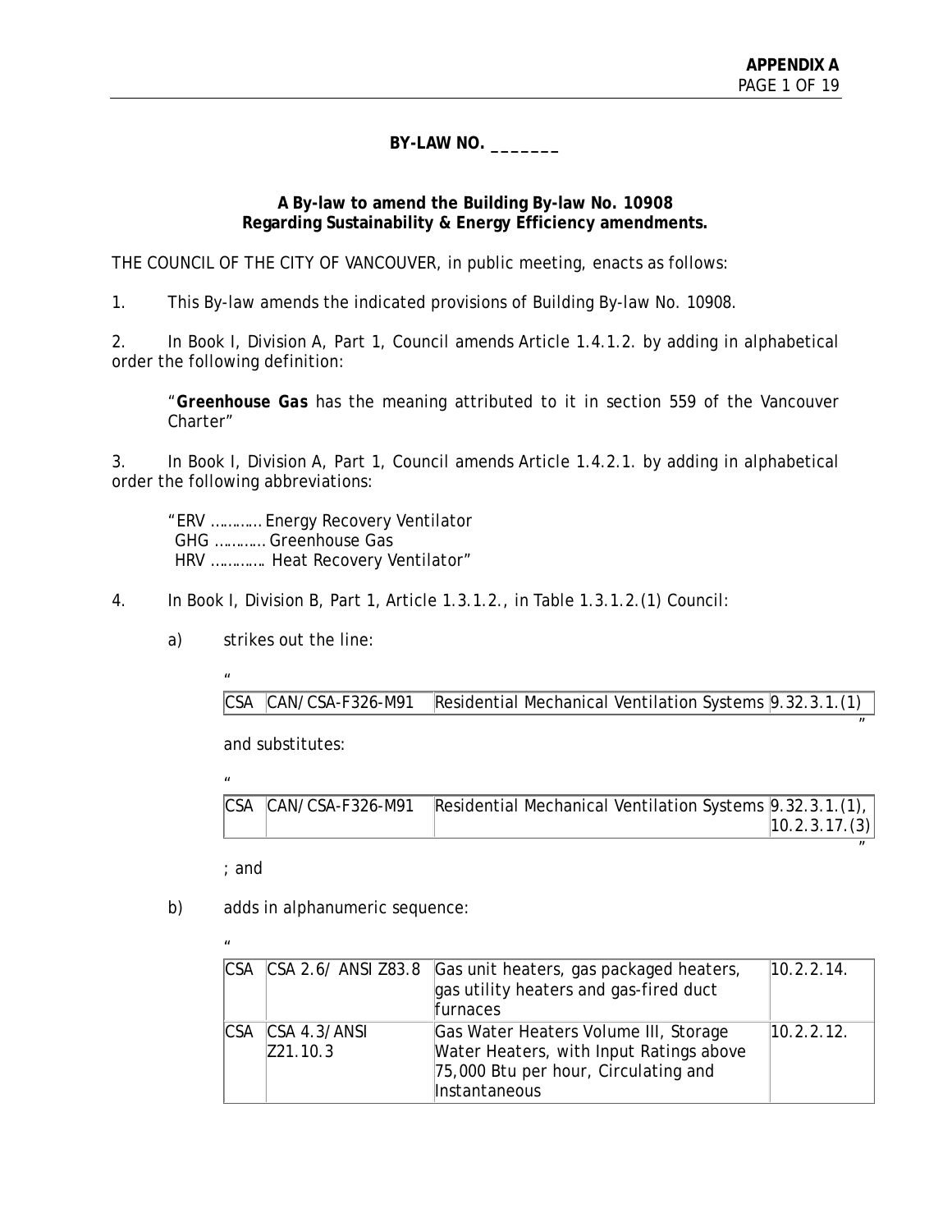**BY-LAW NO. _______**

**A By-law to amend the Building By-law No. 10908**
**Regarding Sustainability & Energy Efficiency amendments.**

THE COUNCIL OF THE CITY OF VANCOUVER, in public meeting, enacts as follows:

1. This By-law amends the indicated provisions of Building By-law No. 10908.

2. In Book I, Division A, Part 1, Council amends Article 1.4.1.2. by adding in alphabetical order the following definition:

> "**Greenhouse Gas** has the meaning attributed to it in section 559 of the Vancouver Charter"

3. In Book I, Division A, Part 1, Council amends Article 1.4.2.1. by adding in alphabetical order the following abbreviations:

> "ERV ………… Energy Recovery Ventilator
> GHG ………… Greenhouse Gas
> HRV …………. Heat Recovery Ventilator"

4. In Book I, Division B, Part 1, Article 1.3.1.2., in Table 1.3.1.2.(1) Council:

a) strikes out the line:

"

| CSA | CAN/CSA-F326-M91 | Residential Mechanical Ventilation Systems | 9.32.3.1.(1) |
|---|---|---|---|

"

and substitutes:

"

| CSA | CAN/CSA-F326-M91 | Residential Mechanical Ventilation Systems | 9.32.3.1.(1), 10.2.3.17.(3) |
|---|---|---|---|

"

; and

b) adds in alphanumeric sequence:

"

| CSA | CSA 2.6/ ANSI Z83.8 | Gas unit heaters, gas packaged heaters, gas utility heaters and gas-fired duct furnaces | 10.2.2.14. |
|---|---|---|---|
| CSA | CSA 4.3/ANSI Z21.10.3 | Gas Water Heaters Volume III, Storage Water Heaters, with Input Ratings above 75,000 Btu per hour, Circulating and Instantaneous | 10.2.2.12. |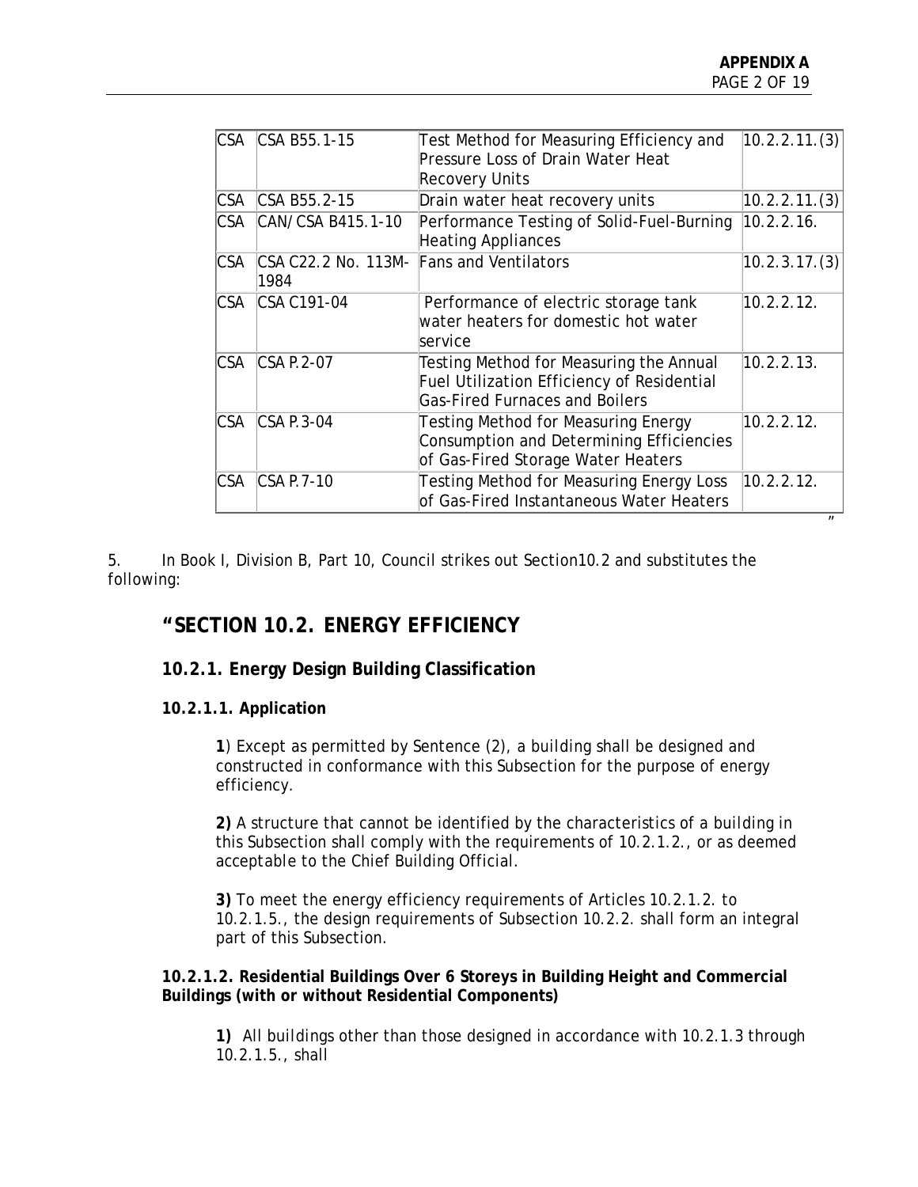| CSA | CSA B55.1-15 | Test Method for Measuring Efficiency and Pressure Loss of Drain Water Heat Recovery Units | 10.2.2.11.(3) |
|---|---|---|---|
| CSA | CSA B55.2-15 | Drain water heat recovery units | 10.2.2.11.(3) |
| CSA | CAN/CSA B415.1-10 | Performance Testing of Solid-Fuel-Burning Heating Appliances | 10.2.2.16. |
| CSA | CSA C22.2 No. 113M-1984 | Fans and Ventilators | 10.2.3.17.(3) |
| CSA | CSA C191-04 | Performance of electric storage tank water heaters for domestic hot water service | 10.2.2.12. |
| CSA | CSA P.2-07 | Testing Method for Measuring the Annual Fuel Utilization Efficiency of Residential Gas-Fired Furnaces and Boilers | 10.2.2.13. |
| CSA | CSA P.3-04 | Testing Method for Measuring Energy Consumption and Determining Efficiencies of Gas-Fired Storage Water Heaters | 10.2.2.12. |
| CSA | CSA P.7-10 | Testing Method for Measuring Energy Loss of Gas-Fired Instantaneous Water Heaters | 10.2.2.12. |

"

5. In Book I, Division B, Part 10, Council strikes out Section10.2 and substitutes the following:

## "SECTION 10.2. ENERGY EFFICIENCY

### 10.2.1. Energy Design Building Classification

#### 10.2.1.1. Application

**1**) Except as permitted by Sentence (2), a building shall be designed and constructed in conformance with this Subsection for the purpose of energy efficiency.

**2)** A structure that cannot be identified by the characteristics of a building in this Subsection shall comply with the requirements of 10.2.1.2., or as deemed acceptable to the Chief Building Official.

**3)** To meet the energy efficiency requirements of Articles 10.2.1.2. to 10.2.1.5., the design requirements of Subsection 10.2.2. shall form an integral part of this Subsection.

#### 10.2.1.2. Residential Buildings Over 6 Storeys in Building Height and Commercial Buildings (with or without Residential Components)

**1)** All buildings other than those designed in accordance with 10.2.1.3 through 10.2.1.5., shall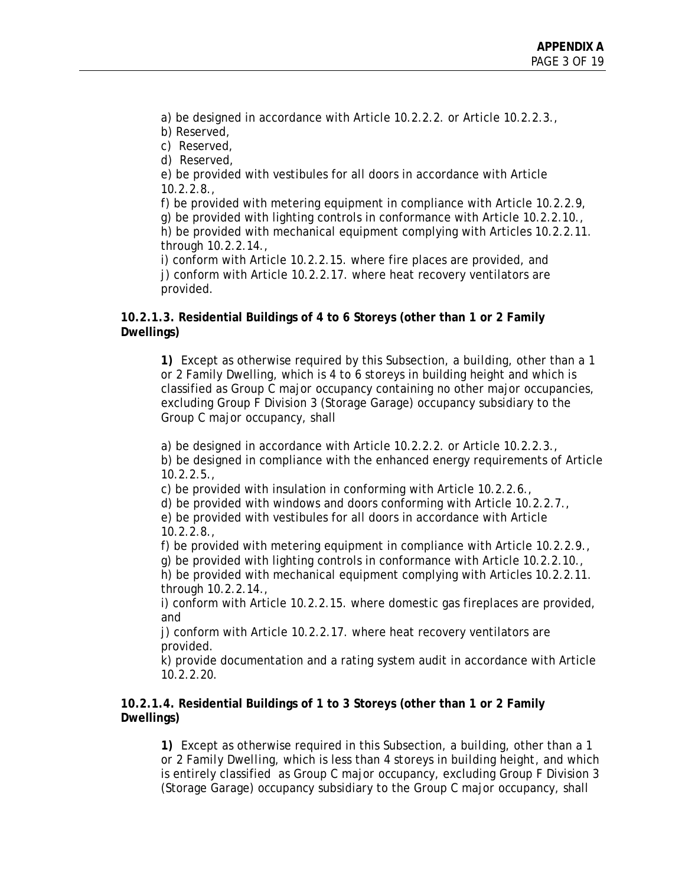a) be designed in accordance with Article 10.2.2.2. or Article 10.2.2.3.,
b) Reserved,
c) Reserved,
d) Reserved,
e) be provided with vestibules for all doors in accordance with Article 10.2.2.8.,
f) be provided with metering equipment in compliance with Article 10.2.2.9,
g) be provided with lighting controls in conformance with Article 10.2.2.10.,
h) be provided with mechanical equipment complying with Articles 10.2.2.11. through 10.2.2.14.,
i) conform with Article 10.2.2.15. where fire places are provided, and
j) conform with Article 10.2.2.17. where heat recovery ventilators are provided.

**10.2.1.3. Residential Buildings of 4 to 6 Storeys (other than 1 or 2 Family Dwellings)**

**1)** Except as otherwise required by this Subsection, a *building*, other than a 1 or 2 Family Dwelling, which is 4 to 6 storeys in *building height* and which is classified as Group C *major occupancy* containing no other *major occupancies*, excluding Group F Division 3 (Storage Garage) *occupancy* subsidiary to the Group C *major occupancy*, shall

a) be designed in accordance with Article 10.2.2.2. or Article 10.2.2.3.,
b) be designed in compliance with the enhanced energy requirements of Article 10.2.2.5.,
c) be provided with insulation in conforming with Article 10.2.2.6.,
d) be provided with windows and doors conforming with Article 10.2.2.7.,
e) be provided with vestibules for all doors in accordance with Article 10.2.2.8.,
f) be provided with metering equipment in compliance with Article 10.2.2.9.,
g) be provided with lighting controls in conformance with Article 10.2.2.10.,
h) be provided with mechanical equipment complying with Articles 10.2.2.11. through 10.2.2.14.,
i) conform with Article 10.2.2.15. where domestic gas fireplaces are provided, and
j) conform with Article 10.2.2.17. where heat recovery ventilators are provided.
k) provide documentation and a rating system audit in accordance with Article 10.2.2.20.

**10.2.1.4. Residential Buildings of 1 to 3 Storeys (other than 1 or 2 Family Dwellings)**

**1)** Except as otherwise required in this Subsection, a *building*, other than a 1 or 2 Family Dwelling, which is less than 4 storeys in *building height*, and which is entirely classified as Group C *major occupancy*, excluding Group F Division 3 (Storage Garage) *occupancy* subsidiary to the Group C *major occupancy*, shall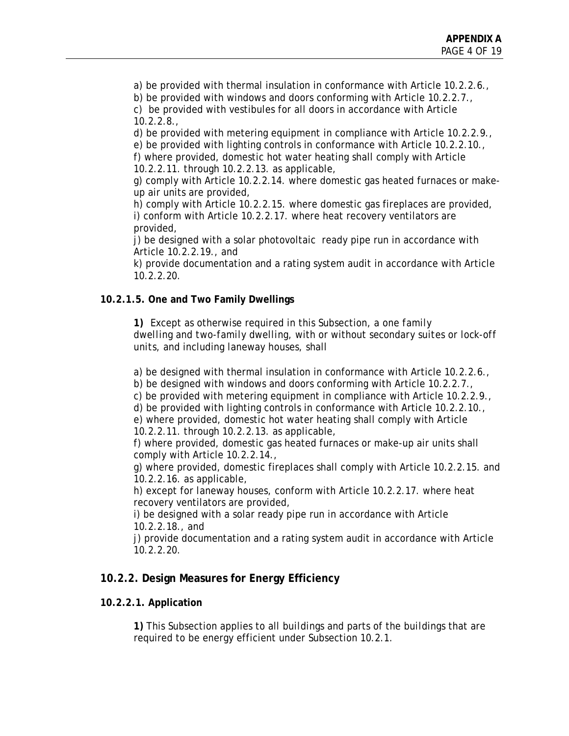a) be provided with thermal insulation in conformance with Article 10.2.2.6.,
b) be provided with windows and doors conforming with Article 10.2.2.7.,
c) be provided with vestibules for all doors in accordance with Article 10.2.2.8.,
d) be provided with metering equipment in compliance with Article 10.2.2.9.,
e) be provided with lighting controls in conformance with Article 10.2.2.10.,
f) where provided, domestic hot water heating shall comply with Article 10.2.2.11. through 10.2.2.13. as applicable,
g) comply with Article 10.2.2.14. where domestic gas heated furnaces or make-up air units are provided,
h) comply with Article 10.2.2.15. where domestic gas fireplaces are provided,
i) conform with Article 10.2.2.17. where heat recovery ventilators are provided,
j) be designed with a solar photovoltaic ready pipe run in accordance with Article 10.2.2.19., and
k) provide documentation and a rating system audit in accordance with Article 10.2.2.20.

**10.2.1.5. One and Two Family Dwellings**

**1)** Except as otherwise required in this Subsection, a *one family dwelling* and *two-family dwelling*, with or without *secondary suites* or *lock-off units*, and including *laneway houses*, shall

a) be designed with thermal insulation in conformance with Article 10.2.2.6.,
b) be designed with windows and doors conforming with Article 10.2.2.7.,
c) be provided with metering equipment in compliance with Article 10.2.2.9.,
d) be provided with lighting controls in conformance with Article 10.2.2.10.,
e) where provided, domestic hot water heating shall comply with Article 10.2.2.11. through 10.2.2.13. as applicable,
f) where provided, domestic gas heated furnaces or make-up air units shall comply with Article 10.2.2.14.,
g) where provided, domestic fireplaces shall comply with Article 10.2.2.15. and 10.2.2.16. as applicable,
h) except for *laneway houses*, conform with Article 10.2.2.17. where heat recovery ventilators are provided,
i) be designed with a solar ready pipe run in accordance with Article 10.2.2.18., and
j) provide documentation and a rating system audit in accordance with Article 10.2.2.20.

## 10.2.2. Design Measures for Energy Efficiency

**10.2.2.1. Application**

**1)** This Subsection applies to all *buildings* and parts of the *buildings* that are required to be energy efficient under Subsection 10.2.1.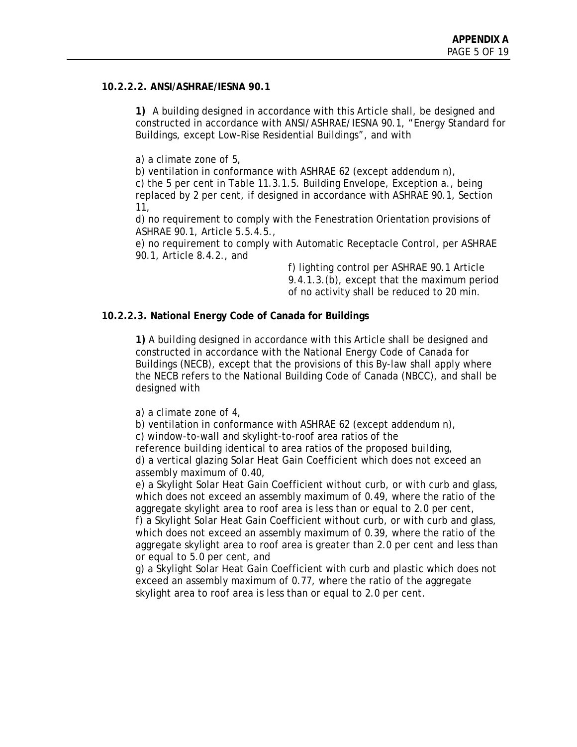**10.2.2.2. ANSI/ASHRAE/IESNA 90.1**

**1)** A building designed in accordance with this Article shall, be designed and constructed in accordance with ANSI/ASHRAE/IESNA 90.1, "Energy Standard for Buildings, except Low-Rise Residential Buildings", and with

a) a climate zone of 5,
b) ventilation in conformance with ASHRAE 62 (except addendum n),
c) the 5 per cent in Table 11.3.1.5. Building Envelope, Exception a., being replaced by 2 per cent, if designed in accordance with ASHRAE 90.1, Section 11,
d) no requirement to comply with the Fenestration Orientation provisions of ASHRAE 90.1, Article 5.5.4.5.,
e) no requirement to comply with Automatic Receptacle Control, per ASHRAE 90.1, Article 8.4.2., and
f) lighting control per ASHRAE 90.1 Article 9.4.1.3.(b), except that the maximum period of no activity shall be reduced to 20 min.

**10.2.2.3. National Energy Code of Canada for Buildings**

**1)** A building designed in accordance with this Article shall be designed and constructed in accordance with the National Energy Code of Canada for Buildings (NECB), except that the provisions of this By-law shall apply where the NECB refers to the National Building Code of Canada (NBCC), and shall be designed with

a) a climate zone of 4,
b) ventilation in conformance with ASHRAE 62 (except addendum n),
c) window-to-wall and skylight-to-roof area ratios of the reference building identical to area ratios of the proposed building,
d) a vertical glazing Solar Heat Gain Coefficient which does not exceed an assembly maximum of 0.40,
e) a Skylight Solar Heat Gain Coefficient without curb, or with curb and glass, which does not exceed an assembly maximum of 0.49, where the ratio of the aggregate skylight area to roof area is less than or equal to 2.0 per cent,
f) a Skylight Solar Heat Gain Coefficient without curb, or with curb and glass, which does not exceed an assembly maximum of 0.39, where the ratio of the aggregate skylight area to roof area is greater than 2.0 per cent and less than or equal to 5.0 per cent, and
g) a Skylight Solar Heat Gain Coefficient with curb and plastic which does not exceed an assembly maximum of 0.77, where the ratio of the aggregate skylight area to roof area is less than or equal to 2.0 per cent.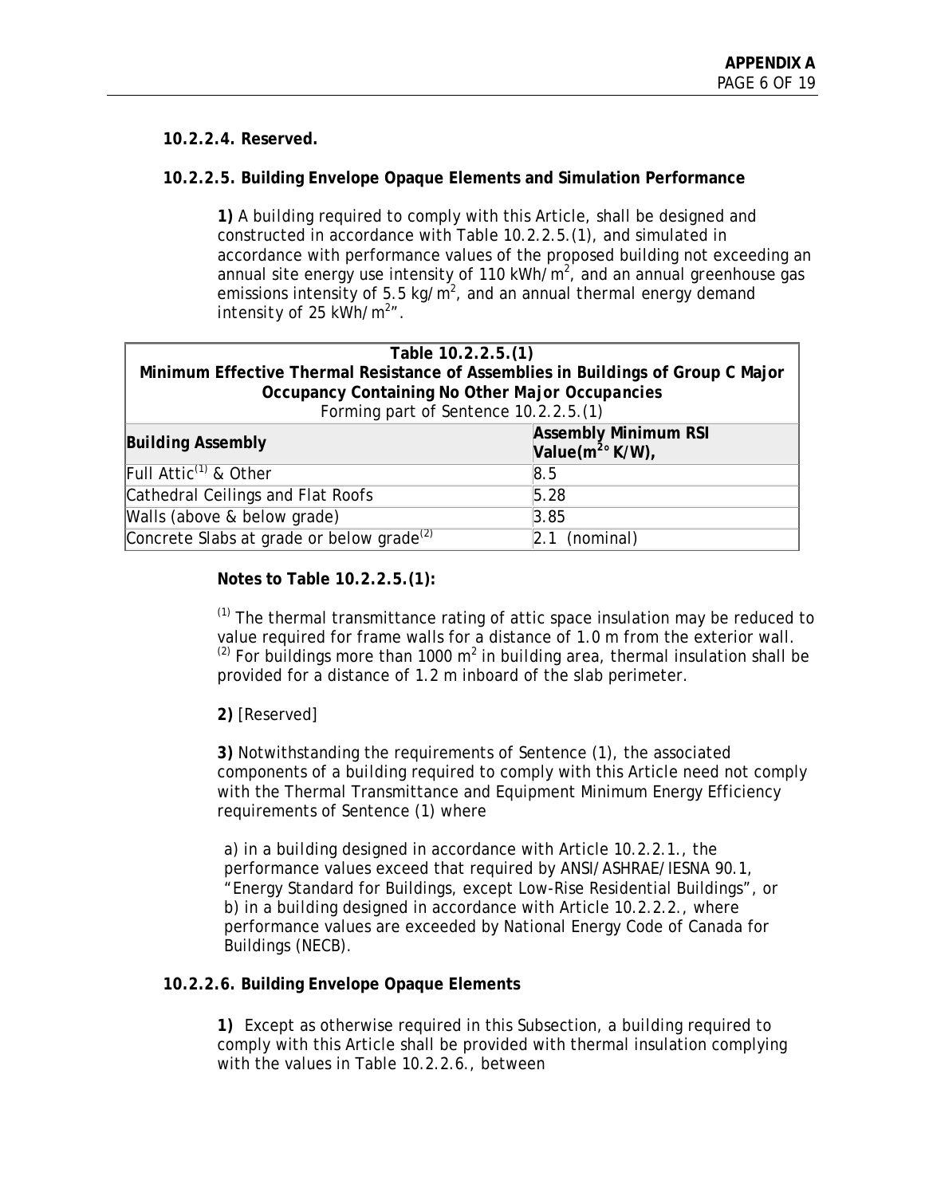**10.2.2.4. Reserved.**

**10.2.2.5. Building Envelope Opaque Elements and Simulation Performance**

**1)** A building required to comply with this Article, shall be designed and constructed in accordance with Table 10.2.2.5.(1), and simulated in accordance with performance values of the proposed building not exceeding an annual site energy use intensity of 110 kWh/$m^2$, and an annual greenhouse gas emissions intensity of 5.5 kg/$m^2$, and an annual thermal energy demand intensity of 25 kWh/$m^2$".

| Table 10.2.2.5.(1) Minimum Effective Thermal Resistance of Assemblies in Buildings of Group C Major Occupancy Containing No Other Major Occupancies Forming part of Sentence 10.2.2.5.(1) | |
|---|---|
| **Building Assembly** | **Assembly Minimum RSI Value($m^{2}$° K/W),** |
| Full Attic[1] & Other | 8.5 |
| Cathedral Ceilings and Flat Roofs | 5.28 |
| Walls (above & below grade) | 3.85 |
| Concrete Slabs at grade or below grade[2] | 2.1 (nominal) |

**Notes to Table 10.2.2.5.(1):**

[1] The thermal transmittance rating of attic space insulation may be reduced to value required for frame walls for a distance of 1.0 m from the exterior wall.
[2] For buildings more than 1000 $m^2$ in building area, thermal insulation shall be provided for a distance of 1.2 m inboard of the slab perimeter.

**2)** [Reserved]

**3)** Notwithstanding the requirements of Sentence (1), the associated components of a building required to comply with this Article need not comply with the Thermal Transmittance and Equipment Minimum Energy Efficiency requirements of Sentence (1) where

a) in a building designed in accordance with Article 10.2.2.1., the performance values exceed that required by ANSI/ASHRAE/IESNA 90.1, "Energy Standard for Buildings, except Low-Rise Residential Buildings", or
b) in a building designed in accordance with Article 10.2.2.2., where performance values are exceeded by National Energy Code of Canada for Buildings (NECB).

**10.2.2.6. Building Envelope Opaque Elements**

**1)** Except as otherwise required in this Subsection, a building required to comply with this Article shall be provided with thermal insulation complying with the values in Table 10.2.2.6., between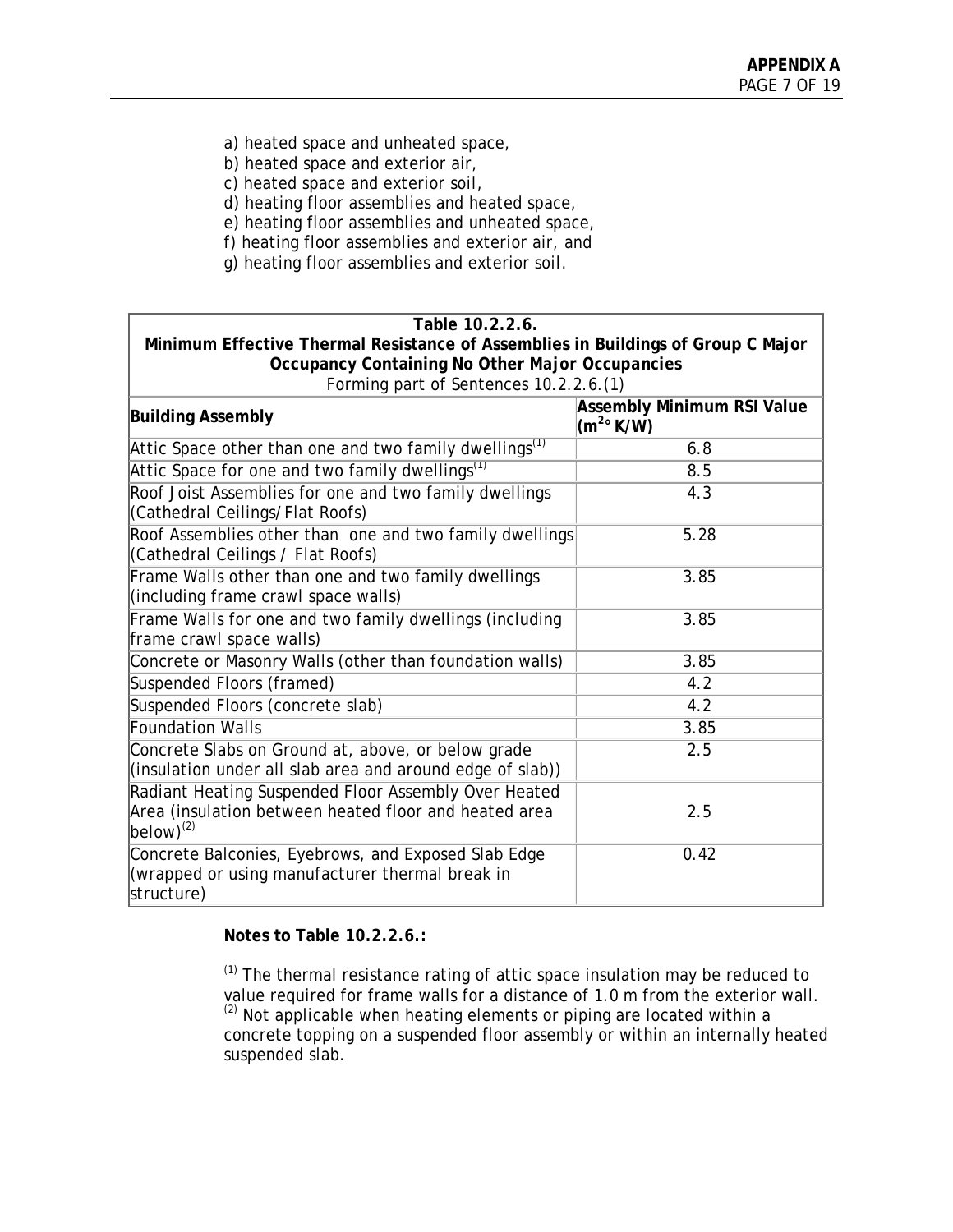a) heated space and unheated space,
b) heated space and exterior air,
c) heated space and exterior soil,
d) heating floor assemblies and heated space,
e) heating floor assemblies and unheated space,
f) heating floor assemblies and exterior air, and
g) heating floor assemblies and exterior soil.

**Table 10.2.2.6.**
**Minimum Effective Thermal Resistance of Assemblies in Buildings of Group C Major Occupancy Containing No Other Major Occupancies**
Forming part of Sentences 10.2.2.6.(1)

| **Building Assembly** | **Assembly Minimum RSI Value ($m^{2\circ}$ K/W)** |
|---|---|
| Attic Space other than one and two family dwellings[1] | 6.8 |
| Attic Space for one and two family dwellings[1] | 8.5 |
| Roof Joist Assemblies for one and two family dwellings (Cathedral Ceilings/Flat Roofs) | 4.3 |
| Roof Assemblies other than one and two family dwellings (Cathedral Ceilings / Flat Roofs) | 5.28 |
| Frame Walls other than one and two family dwellings (including frame crawl space walls) | 3.85 |
| Frame Walls for one and two family dwellings (including frame crawl space walls) | 3.85 |
| Concrete or Masonry Walls (other than foundation walls) | 3.85 |
| Suspended Floors (framed) | 4.2 |
| Suspended Floors (concrete slab) | 4.2 |
| Foundation Walls | 3.85 |
| Concrete Slabs on Ground at, above, or below grade (insulation under all slab area and around edge of slab)) | 2.5 |
| Radiant Heating Suspended Floor Assembly Over Heated Area (insulation between heated floor and heated area below)[2] | 2.5 |
| Concrete Balconies, Eyebrows, and Exposed Slab Edge (wrapped or using manufacturer thermal break in structure) | 0.42 |

**Notes to Table 10.2.2.6.:**

[1] The thermal resistance rating of attic space insulation may be reduced to value required for frame walls for a distance of 1.0 m from the exterior wall.
[2] Not applicable when heating elements or piping are located within a concrete topping on a suspended floor assembly or within an internally heated suspended slab.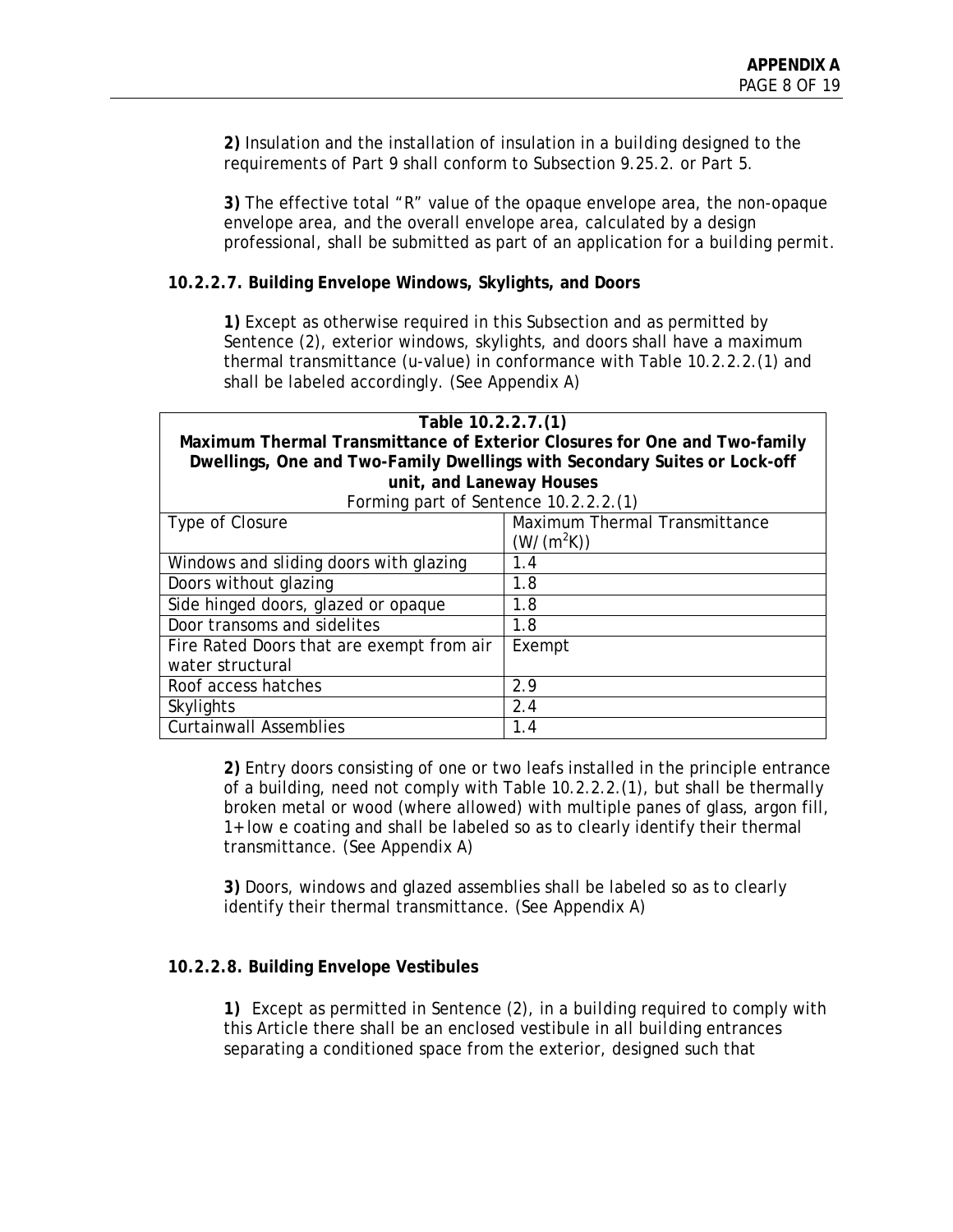**2)** Insulation and the installation of insulation in a building designed to the requirements of Part 9 shall conform to Subsection 9.25.2. or Part 5.

**3)** The effective total "R" value of the opaque envelope area, the non-opaque envelope area, and the overall envelope area, calculated by a design professional, shall be submitted as part of an application for a building permit.

**10.2.2.7. Building Envelope Windows, Skylights, and Doors**

**1)** Except as otherwise required in this Subsection and as permitted by Sentence (2), exterior windows, skylights, and doors shall have a maximum thermal transmittance (u-value) in conformance with Table 10.2.2.2.(1) and shall be labeled accordingly. (See Appendix A)

**Table 10.2.2.7.(1)**
**Maximum Thermal Transmittance of Exterior Closures for One and Two-family Dwellings, One and Two-Family Dwellings with Secondary Suites or Lock-off unit, and Laneway Houses**
Forming part of Sentence 10.2.2.2.(1)

| Type of Closure | Maximum Thermal Transmittance ($W/(m^2K)$) |
|---|---|
| Windows and sliding doors with glazing | 1.4 |
| Doors without glazing | 1.8 |
| Side hinged doors, glazed or opaque | 1.8 |
| Door transoms and sidelites | 1.8 |
| Fire Rated Doors that are exempt from air water structural | Exempt |
| Roof access hatches | 2.9 |
| Skylights | 2.4 |
| Curtainwall Assemblies | 1.4 |

**2)** Entry doors consisting of one or two leafs installed in the principle entrance of a building, need not comply with Table 10.2.2.2.(1), but shall be thermally broken metal or wood (where allowed) with multiple panes of glass, argon fill, 1+ low e coating and shall be labeled so as to clearly identify their thermal transmittance. (See Appendix A)

**3)** Doors, windows and glazed assemblies shall be labeled so as to clearly identify their thermal transmittance. (See Appendix A)

**10.2.2.8. Building Envelope Vestibules**

**1)** Except as permitted in Sentence (2), in a building required to comply with this Article there shall be an enclosed vestibule in all building entrances separating a conditioned space from the exterior, designed such that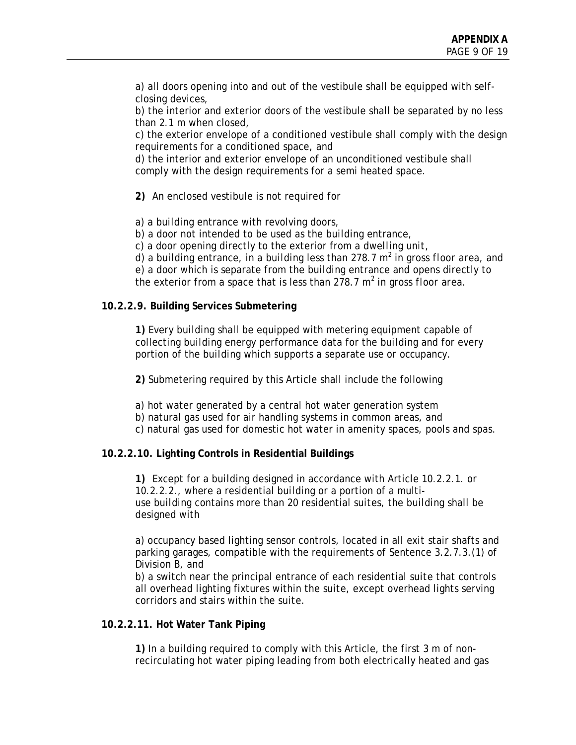a) all doors opening into and out of the vestibule shall be equipped with self-closing devices,
b) the interior and exterior doors of the vestibule shall be separated by no less than 2.1 m when closed,
c) the exterior envelope of a conditioned vestibule shall comply with the design requirements for a conditioned space, and
d) the interior and exterior envelope of an unconditioned vestibule shall comply with the design requirements for a semi heated space.

**2)** An enclosed vestibule is not required for

a) a building entrance with revolving doors,
b) a door not intended to be used as the building entrance,
c) a door opening directly to the exterior from a dwelling unit,
d) a building entrance, in a building less than 278.7 $m^2$ in gross floor area, and
e) a door which is separate from the building entrance and opens directly to the exterior from a space that is less than 278.7 $m^2$ in gross floor area.

**10.2.2.9. Building Services Submetering**

**1)** Every building shall be equipped with metering equipment capable of collecting building energy performance data for the building and for every portion of the building which supports a separate use or occupancy.

**2)** Submetering required by this Article shall include the following

a) hot water generated by a central hot water generation system
b) natural gas used for air handling systems in common areas, and
c) natural gas used for domestic hot water in amenity spaces, pools and spas.

**10.2.2.10. Lighting Controls in Residential Buildings**

**1)** Except for a building designed in accordance with Article 10.2.2.1. or 10.2.2.2., where a residential building or a portion of a multi-use building contains more than 20 residential suites, the building shall be designed with

a) occupancy based lighting sensor controls, located in all exit stair shafts and parking garages, compatible with the requirements of Sentence 3.2.7.3.(1) of Division B, and
b) a switch near the principal entrance of each residential suite that controls all overhead lighting fixtures within the suite, except overhead lights serving corridors and stairs within the suite.

**10.2.2.11. Hot Water Tank Piping**

**1)** In a building required to comply with this Article, the first 3 m of non-recirculating hot water piping leading from both electrically heated and gas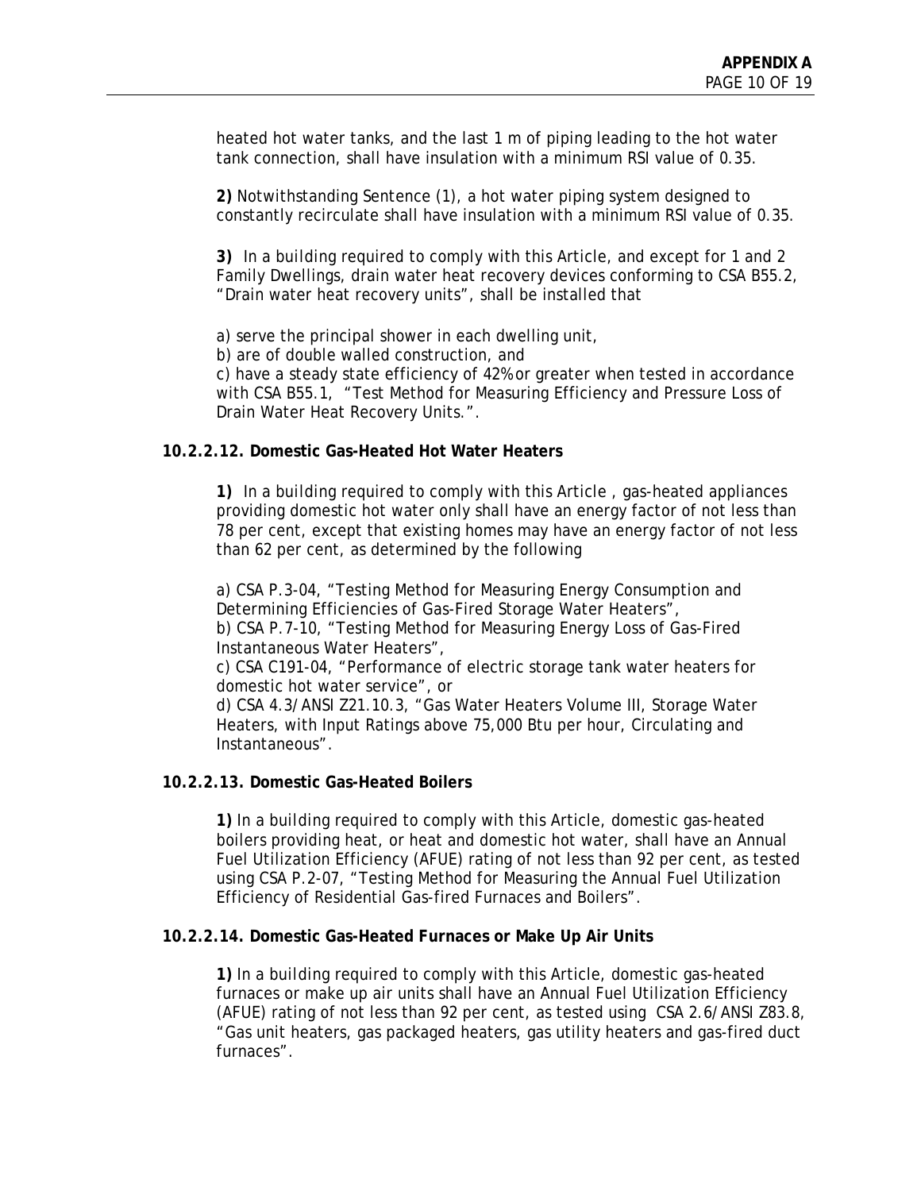heated hot water tanks, and the last 1 m of piping leading to the hot water tank connection, shall have insulation with a minimum RSI value of 0.35.

**2)** Notwithstanding Sentence (1), a hot water piping system designed to constantly recirculate shall have insulation with a minimum RSI value of 0.35.

**3)** In a building required to comply with this Article, and except for 1 and 2 Family Dwellings, drain water heat recovery devices conforming to CSA B55.2, "Drain water heat recovery units", shall be installed that

a) serve the principal shower in each dwelling unit,
b) are of double walled construction, and
c) have a steady state efficiency of 42% or greater when tested in accordance with CSA B55.1, "Test Method for Measuring Efficiency and Pressure Loss of Drain Water Heat Recovery Units.".

**10.2.2.12. Domestic Gas-Heated Hot Water Heaters**

**1)** In a building required to comply with this Article , gas-heated appliances providing domestic hot water only shall have an energy factor of not less than 78 per cent, except that existing homes may have an energy factor of not less than 62 per cent, as determined by the following

a) CSA P.3-04, "Testing Method for Measuring Energy Consumption and Determining Efficiencies of Gas-Fired Storage Water Heaters",
b) CSA P.7-10, "Testing Method for Measuring Energy Loss of Gas-Fired Instantaneous Water Heaters",
c) CSA C191-04, "Performance of electric storage tank water heaters for domestic hot water service", or
d) CSA 4.3/ANSI Z21.10.3, "Gas Water Heaters Volume III, Storage Water Heaters, with Input Ratings above 75,000 Btu per hour, Circulating and Instantaneous".

**10.2.2.13. Domestic Gas-Heated Boilers**

**1)** In a building required to comply with this Article, domestic gas-heated boilers providing heat, or heat and domestic hot water, shall have an Annual Fuel Utilization Efficiency (AFUE) rating of not less than 92 per cent, as tested using CSA P.2-07, "Testing Method for Measuring the Annual Fuel Utilization Efficiency of Residential Gas-fired Furnaces and Boilers".

**10.2.2.14. Domestic Gas-Heated Furnaces or Make Up Air Units**

**1)** In a building required to comply with this Article, domestic gas-heated furnaces or make up air units shall have an Annual Fuel Utilization Efficiency (AFUE) rating of not less than 92 per cent, as tested using CSA 2.6/ANSI Z83.8, "Gas unit heaters, gas packaged heaters, gas utility heaters and gas-fired duct furnaces".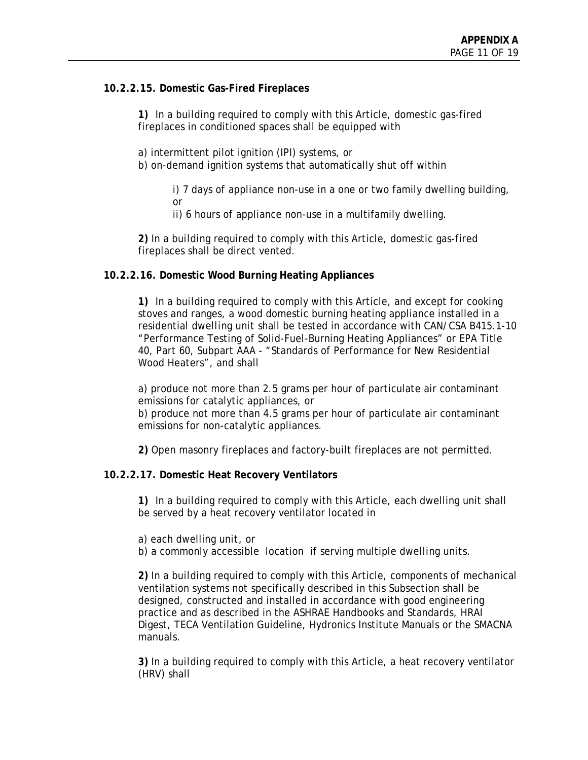**10.2.2.15. Domestic Gas-Fired Fireplaces**

**1)** In a building required to comply with this Article, domestic gas-fired fireplaces in conditioned spaces shall be equipped with

a) intermittent pilot ignition (IPI) systems, or
b) on-demand ignition systems that automatically shut off within

i) 7 days of appliance non-use in a one or two family dwelling building, or
ii) 6 hours of appliance non-use in a multifamily dwelling.

**2)** In a building required to comply with this Article, domestic gas-fired fireplaces shall be direct vented.

**10.2.2.16. Domestic Wood Burning Heating Appliances**

**1)** In a building required to comply with this Article, and except for cooking stoves and ranges, a wood domestic burning heating appliance installed in a residential *dwelling unit* shall be tested in accordance with CAN/CSA B415.1-10 "Performance Testing of Solid-Fuel-Burning Heating Appliances" or EPA Title 40, Part 60, Subpart AAA - "Standards of Performance for New Residential Wood Heaters", and shall

a) produce not more than 2.5 grams per hour of particulate air contaminant emissions for catalytic appliances, or
b) produce not more than 4.5 grams per hour of particulate air contaminant emissions for non-catalytic appliances.

**2)** Open masonry fireplaces and factory-built fireplaces are not permitted.

**10.2.2.17. Domestic Heat Recovery Ventilators**

**1)** In a building required to comply with this Article, each dwelling unit shall be served by a heat recovery ventilator located in

a) each *dwelling unit*, or
b) a commonly accessible location if serving multiple *dwelling units*.

**2)** In a building required to comply with this Article, components of mechanical ventilation systems not specifically described in this Subsection shall be designed, constructed and installed in accordance with good engineering practice and as described in the ASHRAE Handbooks and Standards, HRAI Digest, TECA Ventilation Guideline, Hydronics Institute Manuals or the SMACNA manuals.

**3)** In a building required to comply with this Article, a heat recovery ventilator (HRV) shall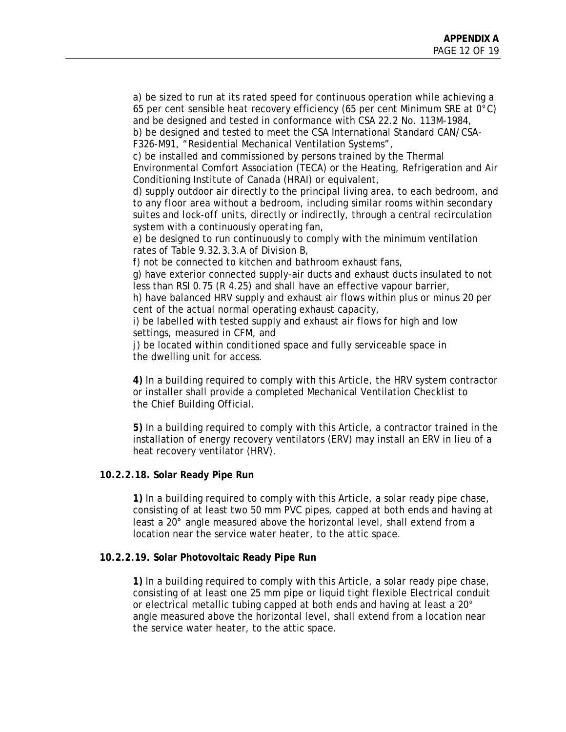a) be sized to run at its rated speed for continuous operation while achieving a 65 per cent sensible heat recovery efficiency (65 per cent Minimum SRE at 0°C) and be designed and tested in conformance with CSA 22.2 No. 113M-1984,
b) be designed and tested to meet the CSA International Standard CAN/CSA-F326-M91, "Residential Mechanical Ventilation Systems",
c) be installed and commissioned by persons trained by the Thermal Environmental Comfort Association (TECA) or the Heating, Refrigeration and Air Conditioning Institute of Canada (HRAI) or equivalent,
d) supply outdoor air directly to the principal living area, to each bedroom, and to any floor area without a bedroom, including similar rooms within secondary suites and lock-off units, directly or indirectly, through a central recirculation system with a continuously operating fan,
e) be designed to run continuously to comply with the minimum ventilation rates of Table 9.32.3.3.A of Division B,
f) not be connected to kitchen and bathroom exhaust fans,
g) have exterior connected supply-air ducts and exhaust ducts insulated to not less than RSI 0.75 (R 4.25) and shall have an effective vapour barrier,
h) have balanced HRV supply and exhaust air flows within plus or minus 20 per cent of the actual normal operating exhaust capacity,
i) be labelled with tested supply and exhaust air flows for high and low settings, measured in CFM, and
j) be located within conditioned space and fully serviceable space in the dwelling unit for access.

**4)** In a building required to comply with this Article, the HRV system contractor or installer shall provide a completed Mechanical Ventilation Checklist to the Chief Building Official.

**5)** In a building required to comply with this Article, a contractor trained in the installation of energy recovery ventilators (ERV) may install an ERV in lieu of a heat recovery ventilator (HRV).

**10.2.2.18. Solar Ready Pipe Run**

**1)** In a building required to comply with this Article, a solar ready pipe chase, consisting of at least two 50 mm PVC pipes, capped at both ends and having at least a 20° angle measured above the horizontal level, shall extend from a location near the service water heater, to the attic space.

**10.2.2.19. Solar Photovoltaic Ready Pipe Run**

**1)** In a building required to comply with this Article, a solar ready pipe chase, consisting of at least one 25 mm pipe or liquid tight flexible Electrical conduit or electrical metallic tubing capped at both ends and having at least a 20° angle measured above the horizontal level, shall extend from a location near the service water heater, to the attic space.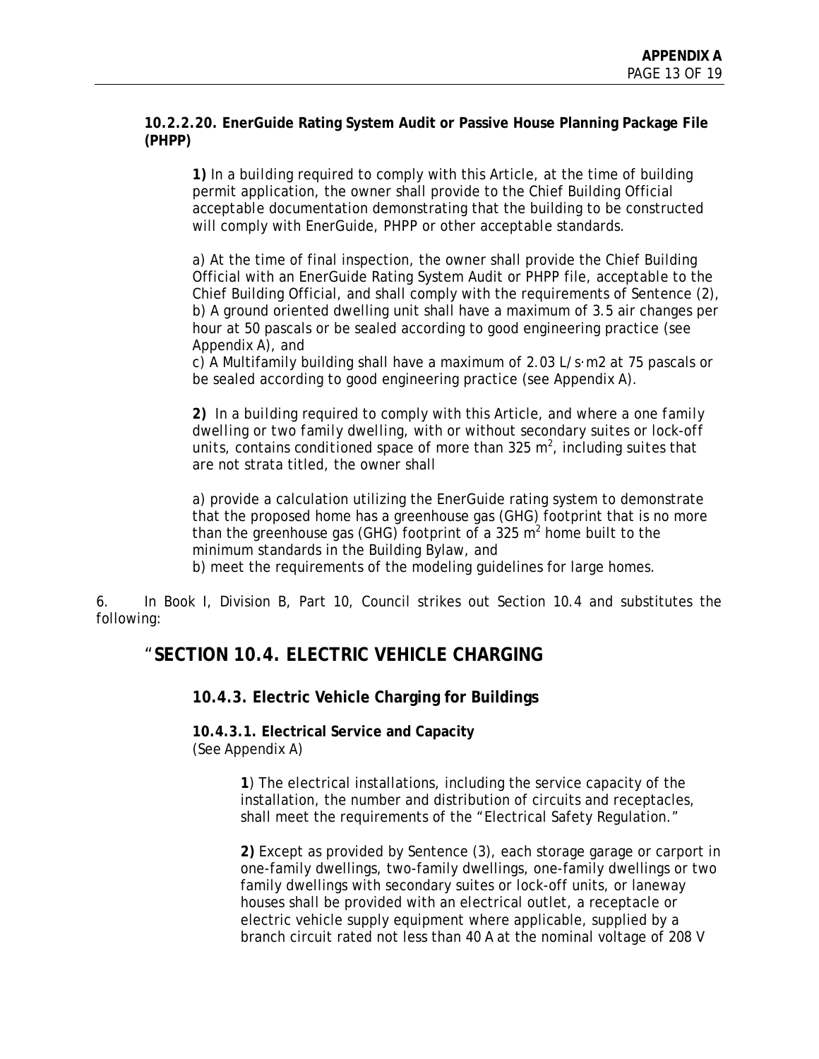**10.2.2.20. EnerGuide Rating System Audit or Passive House Planning Package File (PHPP)**

**1)** In a building required to comply with this Article, at the time of building permit application, the owner shall provide to the Chief Building Official acceptable documentation demonstrating that the building to be constructed will comply with EnerGuide, PHPP or other acceptable standards.

a) At the time of final inspection, the owner shall provide the Chief Building Official with an EnerGuide Rating System Audit or PHPP file, acceptable to the Chief Building Official, and shall comply with the requirements of Sentence (2),
b) A ground oriented dwelling unit shall have a maximum of 3.5 air changes per hour at 50 pascals or be sealed according to good engineering practice (see Appendix A), and
c) A Multifamily building shall have a maximum of 2.03 L/s·m2 at 75 pascals or be sealed according to good engineering practice (see Appendix A).

**2)** In a building required to comply with this Article, and where a one family dwelling or two family dwelling, with or without secondary suites or lock-off units, contains conditioned space of more than 325 $m^2$, including suites that are not strata titled, the owner shall

a) provide a calculation utilizing the EnerGuide rating system to demonstrate that the proposed home has a greenhouse gas (GHG) footprint that is no more than the greenhouse gas (GHG) footprint of a 325 $m^2$ home built to the minimum standards in the Building Bylaw, and
b) meet the requirements of the modeling guidelines for large homes.

6. In Book I, Division B, Part 10, Council strikes out Section 10.4 and substitutes the following:

## "SECTION 10.4. ELECTRIC VEHICLE CHARGING

### 10.4.3. Electric Vehicle Charging for Buildings

**10.4.3.1. Electrical Service and Capacity**
(See Appendix A)

**1**) The electrical installations, including the service capacity of the installation, the number and distribution of circuits and receptacles, shall meet the requirements of the "Electrical Safety Regulation."

**2)** Except as provided by Sentence (3), each storage garage or carport in one-family dwellings, two-family dwellings, one-family dwellings or two family dwellings with secondary suites or lock-off units, or laneway houses shall be provided with an electrical outlet, a receptacle or electric vehicle supply equipment where applicable, supplied by a branch circuit rated not less than 40 A at the nominal voltage of 208 V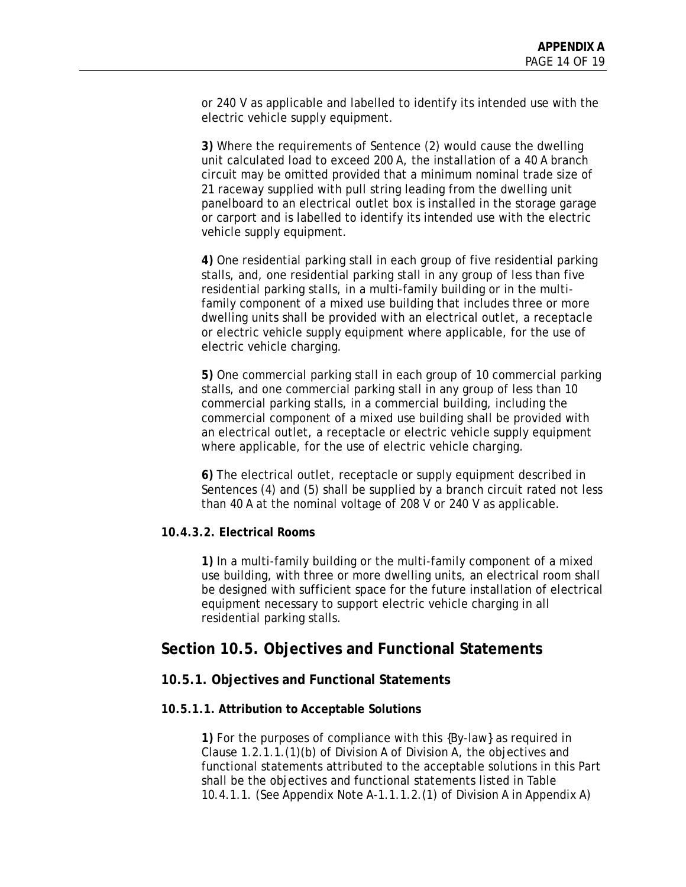or 240 V as applicable and labelled to identify its intended use with the electric vehicle supply equipment.

**3)** Where the requirements of Sentence (2) would cause the dwelling unit calculated load to exceed 200 A, the installation of a 40 A branch circuit may be omitted provided that a minimum nominal trade size of 21 raceway supplied with pull string leading from the dwelling unit panelboard to an electrical outlet box is installed in the storage garage or carport and is labelled to identify its intended use with the electric vehicle supply equipment.

**4)** One residential parking stall in each group of five residential parking stalls, and, one residential parking stall in any group of less than five residential parking stalls, in a multi-family building or in the multi-family component of a mixed use building that includes three or more dwelling units shall be provided with an electrical outlet, a receptacle or electric vehicle supply equipment where applicable, for the use of electric vehicle charging.

**5)** One commercial parking stall in each group of 10 commercial parking stalls, and one commercial parking stall in any group of less than 10 commercial parking stalls, in a commercial building, including the commercial component of a mixed use building shall be provided with an electrical outlet, a receptacle or electric vehicle supply equipment where applicable, for the use of electric vehicle charging.

**6)** The electrical outlet, receptacle or supply equipment described in Sentences (4) and (5) shall be supplied by a branch circuit rated not less than 40 A at the nominal voltage of 208 V or 240 V as applicable.

#### 10.4.3.2. Electrical Rooms

**1)** In a multi-family building or the multi-family component of a mixed use building, with three or more dwelling units, an electrical room shall be designed with sufficient space for the future installation of electrical equipment necessary to support electric vehicle charging in all residential parking stalls.

## Section 10.5. Objectives and Functional Statements

### 10.5.1. Objectives and Functional Statements

#### 10.5.1.1. Attribution to Acceptable Solutions

**1)** For the purposes of compliance with this {By-law} as required in Clause 1.2.1.1.(1)(b) of Division A of Division A, the objectives and functional statements attributed to the acceptable solutions in this Part shall be the objectives and functional statements listed in Table 10.4.1.1. (See Appendix Note A-1.1.1.2.(1) of Division A in Appendix A)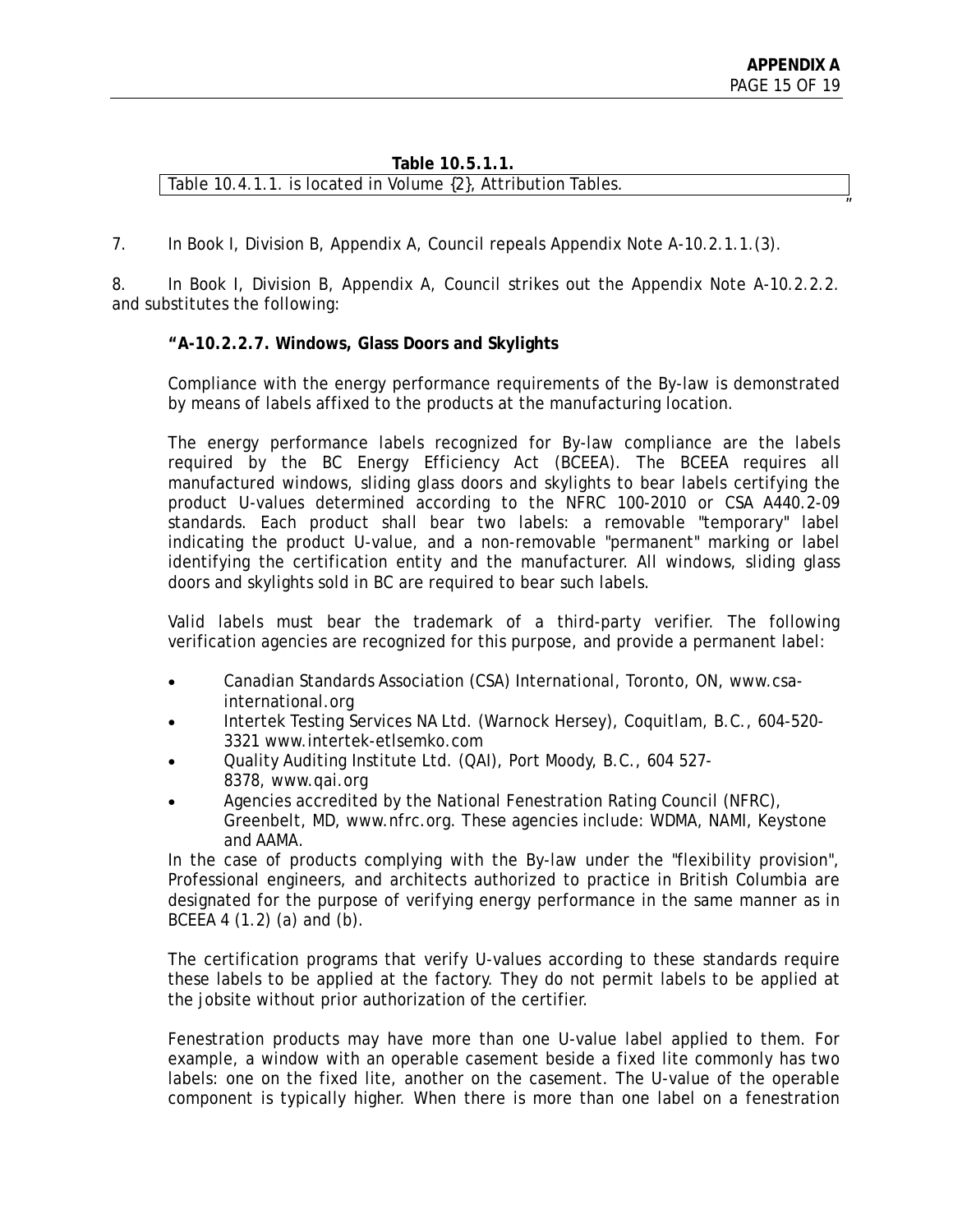**Table 10.5.1.1.**

| Table 10.4.1.1. is located in Volume {2}, Attribution Tables. |
|---|

"

7. In Book I, Division B, Appendix A, Council repeals Appendix Note A-10.2.1.1.(3).

8. In Book I, Division B, Appendix A, Council strikes out the Appendix Note A-10.2.2.2. and substitutes the following:

**"A-10.2.2.7. Windows, Glass Doors and Skylights**

Compliance with the energy performance requirements of the By-law is demonstrated by means of labels affixed to the products at the manufacturing location.

The energy performance labels recognized for By-law compliance are the labels required by the BC Energy Efficiency Act (BCEEA). The BCEEA requires all manufactured windows, sliding glass doors and skylights to bear labels certifying the product U-values determined according to the NFRC 100-2010 or CSA A440.2-09 standards. Each product shall bear two labels: a removable "temporary" label indicating the product U-value, and a non-removable "permanent" marking or label identifying the certification entity and the manufacturer. All windows, sliding glass doors and skylights sold in BC are required to bear such labels.

Valid labels must bear the trademark of a third-party verifier. The following verification agencies are recognized for this purpose, and provide a permanent label:

- Canadian Standards Association (CSA) International, Toronto, ON, www.csa-international.org
- Intertek Testing Services NA Ltd. (Warnock Hersey), Coquitlam, B.C., 604-520-3321 www.intertek-etlsemko.com
- Quality Auditing Institute Ltd. (QAI), Port Moody, B.C., 604 527-8378, www.qai.org
- Agencies accredited by the National Fenestration Rating Council (NFRC), Greenbelt, MD, www.nfrc.org. These agencies include: WDMA, NAMI, Keystone and AAMA.

In the case of products complying with the By-law under the "flexibility provision", Professional engineers, and architects authorized to practice in British Columbia are designated for the purpose of verifying energy performance in the same manner as in BCEEA 4 (1.2) (a) and (b).

The certification programs that verify U-values according to these standards require these labels to be applied at the factory. They do not permit labels to be applied at the jobsite without prior authorization of the certifier.

Fenestration products may have more than one U-value label applied to them. For example, a window with an operable casement beside a fixed lite commonly has two labels: one on the fixed lite, another on the casement. The U-value of the operable component is typically higher. When there is more than one label on a fenestration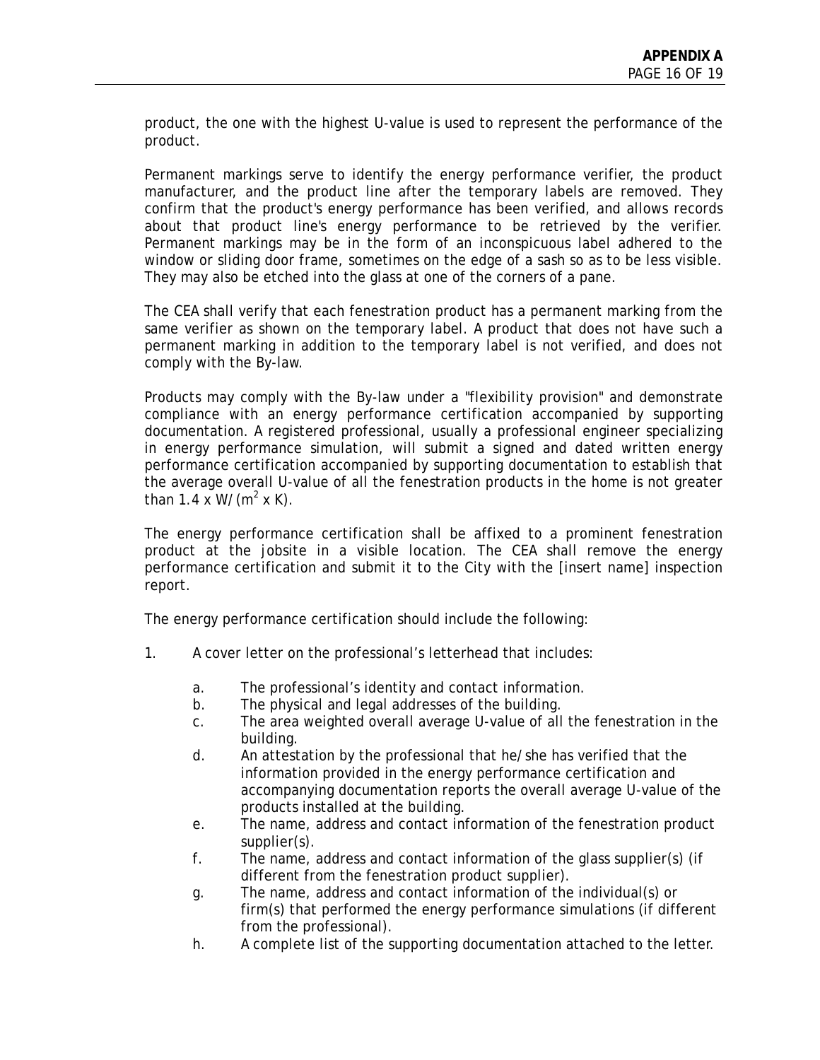product, the one with the highest U-value is used to represent the performance of the product.

Permanent markings serve to identify the energy performance verifier, the product manufacturer, and the product line after the temporary labels are removed. They confirm that the product's energy performance has been verified, and allows records about that product line's energy performance to be retrieved by the verifier. Permanent markings may be in the form of an inconspicuous label adhered to the window or sliding door frame, sometimes on the edge of a sash so as to be less visible. They may also be etched into the glass at one of the corners of a pane.

The CEA shall verify that each fenestration product has a permanent marking from the same verifier as shown on the temporary label. A product that does not have such a permanent marking in addition to the temporary label is not verified, and does not comply with the By-law.

Products may comply with the By-law under a "flexibility provision" and demonstrate compliance with an energy performance certification accompanied by supporting documentation. A registered professional, usually a professional engineer specializing in energy performance simulation, will submit a signed and dated written energy performance certification accompanied by supporting documentation to establish that the average overall U-value of all the fenestration products in the home is not greater than $1.4 \times W/(m^2 \times K)$.

The energy performance certification shall be affixed to a prominent fenestration product at the jobsite in a visible location. The CEA shall remove the energy performance certification and submit it to the City with the [insert name] inspection report.

The energy performance certification should include the following:

1. A cover letter on the professional's letterhead that includes:

   a. The professional's identity and contact information.
   b. The physical and legal addresses of the building.
   c. The area weighted overall average U-value of all the fenestration in the building.
   d. An attestation by the professional that he/she has verified that the information provided in the energy performance certification and accompanying documentation reports the overall average U-value of the products installed at the building.
   e. The name, address and contact information of the fenestration product supplier(s).
   f. The name, address and contact information of the glass supplier(s) (if different from the fenestration product supplier).
   g. The name, address and contact information of the individual(s) or firm(s) that performed the energy performance simulations (if different from the professional).
   h. A complete list of the supporting documentation attached to the letter.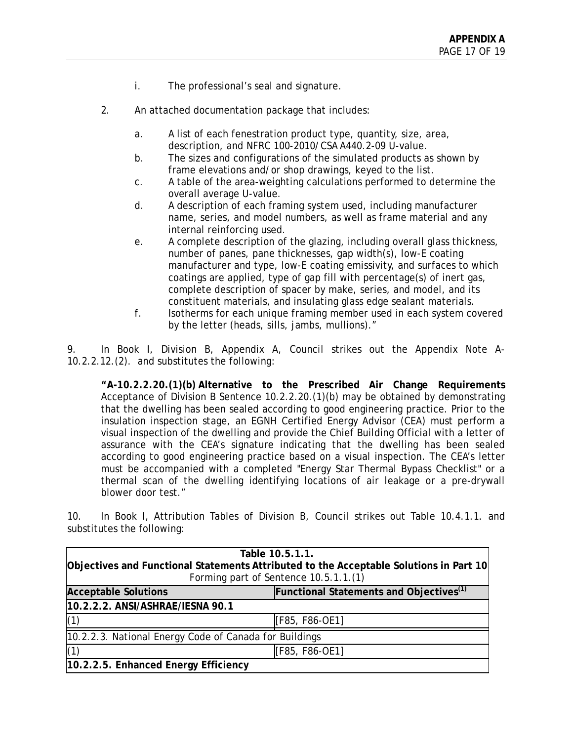i. The professional's seal and signature.

2. An attached documentation package that includes:

   a. A list of each fenestration product type, quantity, size, area, description, and NFRC 100-2010/CSA A440.2-09 U-value.
   b. The sizes and configurations of the simulated products as shown by frame elevations and/or shop drawings, keyed to the list.
   c. A table of the area-weighting calculations performed to determine the overall average U-value.
   d. A description of each framing system used, including manufacturer name, series, and model numbers, as well as frame material and any internal reinforcing used.
   e. A complete description of the glazing, including overall glass thickness, number of panes, pane thicknesses, gap width(s), low-E coating manufacturer and type, low-E coating emissivity, and surfaces to which coatings are applied, type of gap fill with percentage(s) of inert gas, complete description of spacer by make, series, and model, and its constituent materials, and insulating glass edge sealant materials.
   f. Isotherms for each unique framing member used in each system covered by the letter (heads, sills, jambs, mullions)."

9. In Book I, Division B, Appendix A, Council strikes out the Appendix Note A-10.2.2.12.(2). and substitutes the following:

> **"A-10.2.2.20.(1)(b) Alternative to the Prescribed Air Change Requirements** Acceptance of Division B Sentence 10.2.2.20.(1)(b) may be obtained by demonstrating that the dwelling has been sealed according to good engineering practice. Prior to the insulation inspection stage, an EGNH Certified Energy Advisor (CEA) must perform a visual inspection of the dwelling and provide the Chief Building Official with a letter of assurance with the CEA's signature indicating that the dwelling has been sealed according to good engineering practice based on a visual inspection. The CEA's letter must be accompanied with a completed "Energy Star Thermal Bypass Checklist" or a thermal scan of the dwelling identifying locations of air leakage or a pre-drywall blower door test."

10. In Book I, Attribution Tables of Division B, Council strikes out Table 10.4.1.1. and substitutes the following:

**Table 10.5.1.1.**
**Objectives and Functional Statements Attributed to the Acceptable Solutions in Part 10**
Forming part of Sentence 10.5.1.1.(1)

| Acceptable Solutions | Functional Statements and Objectives[(1)] |
|---|---|
| **10.2.2.2. ANSI/ASHRAE/IESNA 90.1** | |
| (1) | [F85, F86-OE1] |
| 10.2.2.3. National Energy Code of Canada for Buildings | |
| (1) | [F85, F86-OE1] |
| **10.2.2.5. Enhanced Energy Efficiency** | |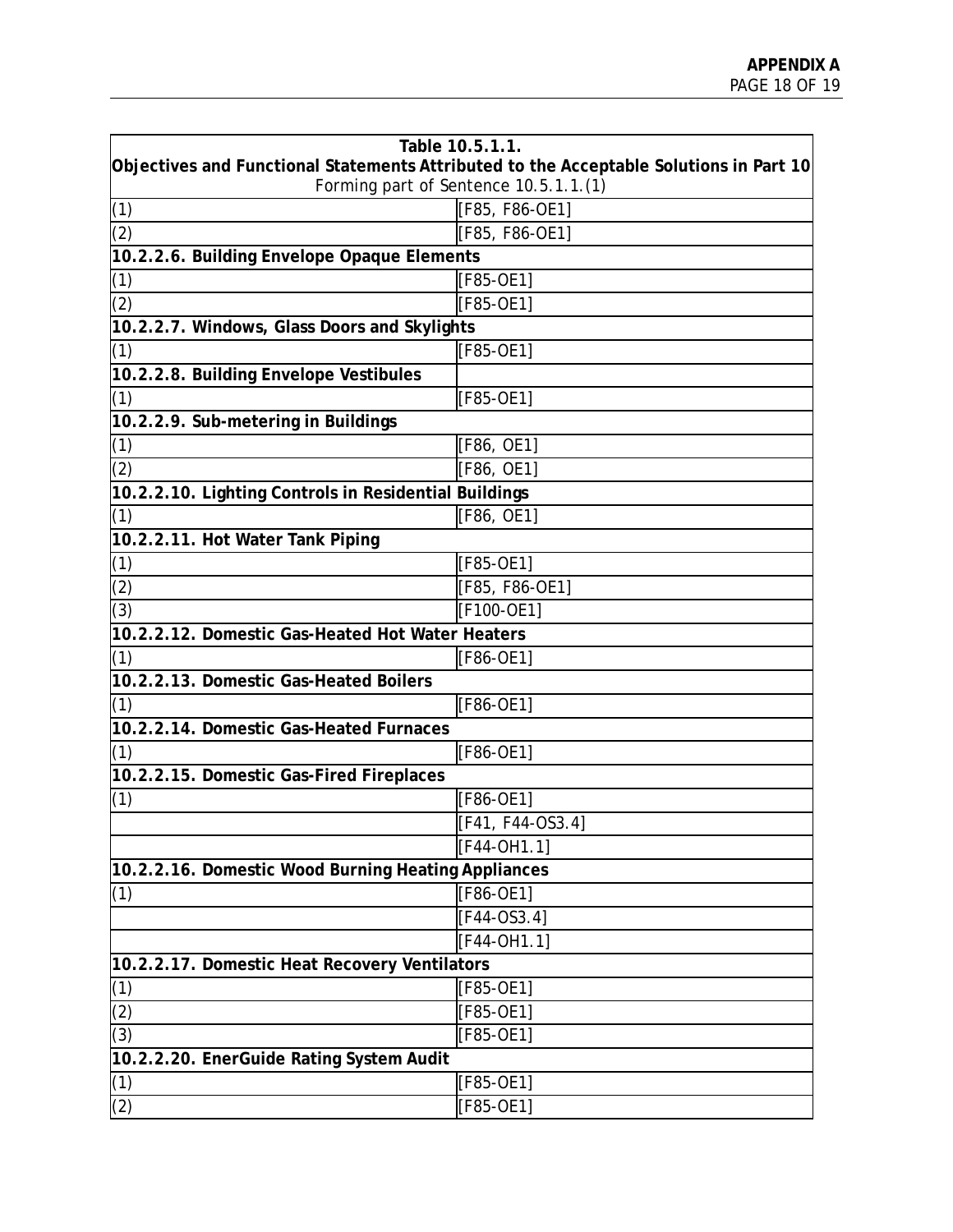| Table 10.5.1.1. Objectives and Functional Statements Attributed to the Acceptable Solutions in Part 10 Forming part of Sentence 10.5.1.1.(1) | |
|---|---|
| (1) | [F85, F86-OE1] |
| (2) | [F85, F86-OE1] |
| **10.2.2.6. Building Envelope Opaque Elements** | |
| (1) | [F85-OE1] |
| (2) | [F85-OE1] |
| **10.2.2.7. Windows, Glass Doors and Skylights** | |
| (1) | [F85-OE1] |
| **10.2.2.8. Building Envelope Vestibules** | |
| (1) | [F85-OE1] |
| **10.2.2.9. Sub-metering in Buildings** | |
| (1) | [F86, OE1] |
| (2) | [F86, OE1] |
| **10.2.2.10. Lighting Controls in Residential Buildings** | |
| (1) | [F86, OE1] |
| **10.2.2.11. Hot Water Tank Piping** | |
| (1) | [F85-OE1] |
| (2) | [F85, F86-OE1] |
| (3) | [F100-OE1] |
| **10.2.2.12. Domestic Gas-Heated Hot Water Heaters** | |
| (1) | [F86-OE1] |
| **10.2.2.13. Domestic Gas-Heated Boilers** | |
| (1) | [F86-OE1] |
| **10.2.2.14. Domestic Gas-Heated Furnaces** | |
| (1) | [F86-OE1] |
| **10.2.2.15. Domestic Gas-Fired Fireplaces** | |
| (1) | [F86-OE1] |
| | [F41, F44-OS3.4] |
| | [F44-OH1.1] |
| **10.2.2.16. Domestic Wood Burning Heating Appliances** | |
| (1) | [F86-OE1] |
| | [F44-OS3.4] |
| | [F44-OH1.1] |
| **10.2.2.17. Domestic Heat Recovery Ventilators** | |
| (1) | [F85-OE1] |
| (2) | [F85-OE1] |
| (3) | [F85-OE1] |
| **10.2.2.20. EnerGuide Rating System Audit** | |
| (1) | [F85-OE1] |
| (2) | [F85-OE1] |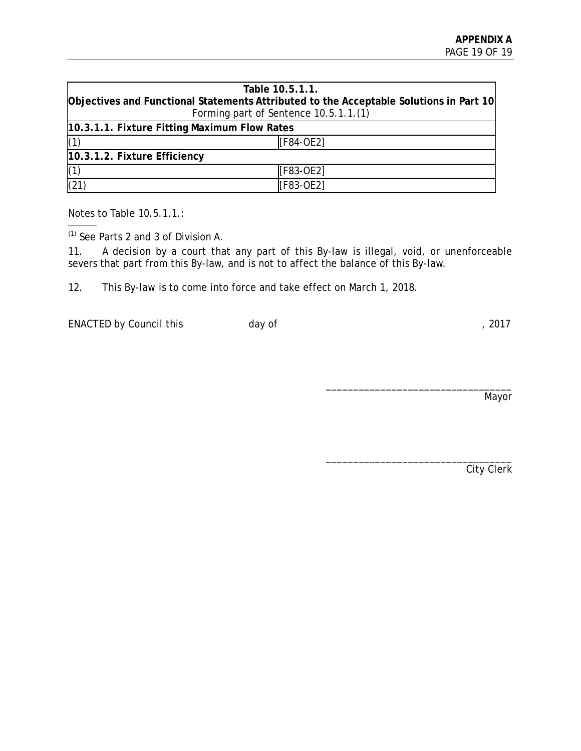| Table 10.5.1.1.<br>Objectives and Functional Statements Attributed to the Acceptable Solutions in Part 10<br>Forming part of Sentence 10.5.1.1.(1) | |
|---|---|
| **10.3.1.1. Fixture Fitting Maximum Flow Rates** | |
| (1) | [F84-OE2] |
| **10.3.1.2. Fixture Efficiency** | |
| (1) | [F83-OE2] |
| (21) | [F83-OE2] |

*Notes to Table 10.5.1.1.:*

[1] See Parts 2 and 3 of Division A.

11. A decision by a court that any part of this By-law is illegal, void, or unenforceable severs that part from this By-law, and is not to affect the balance of this By-law.

12. This By-law is to come into force and take effect on March 1, 2018.

ENACTED by Council this day of , 2017

___________________________________
Mayor

___________________________________
City Clerk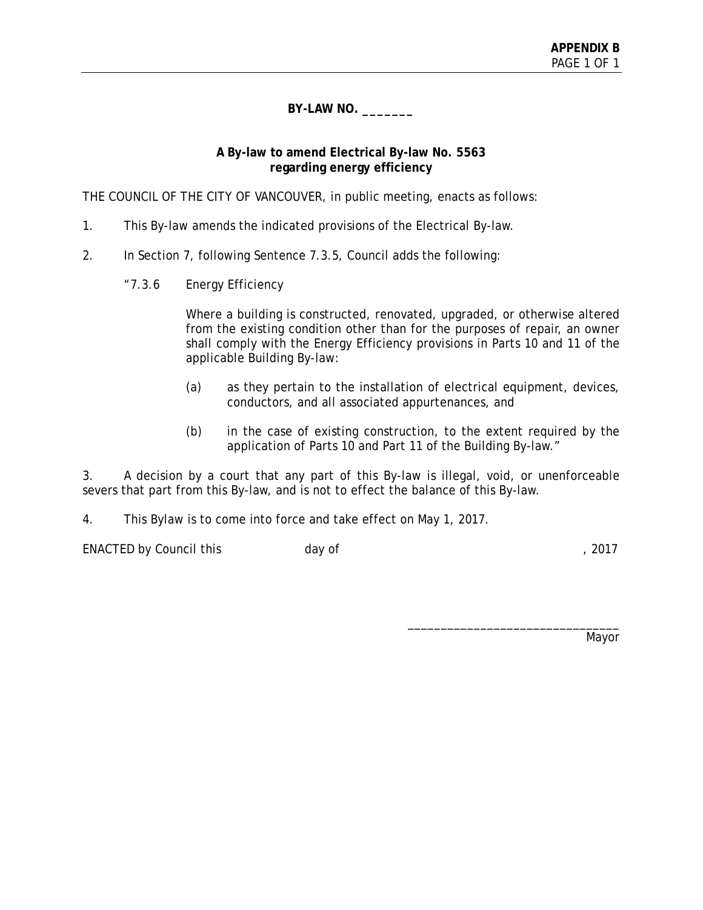**APPENDIX B**

**BY-LAW NO. _______**

**A By-law to amend Electrical By-law No. 5563**
**regarding energy efficiency**

THE COUNCIL OF THE CITY OF VANCOUVER, in public meeting, enacts as follows:

1. This By-law amends the indicated provisions of the Electrical By-law.

2. In Section 7, following Sentence 7.3.5, Council adds the following:

"7.3.6 Energy Efficiency

Where a building is constructed, renovated, upgraded, or otherwise altered from the existing condition other than for the purposes of repair, an owner shall comply with the Energy Efficiency provisions in Parts 10 and 11 of the applicable Building By-law:

(a) as they pertain to the installation of electrical equipment, devices, conductors, and all associated appurtenances, and

(b) in the case of existing construction, to the extent required by the application of Parts 10 and Part 11 of the Building By-law."

3. A decision by a court that any part of this By-law is illegal, void, or unenforceable severs that part from this By-law, and is not to effect the balance of this By-law.

4. This Bylaw is to come into force and take effect on May 1, 2017.

ENACTED by Council this day of , 2017

_______________________________
Mayor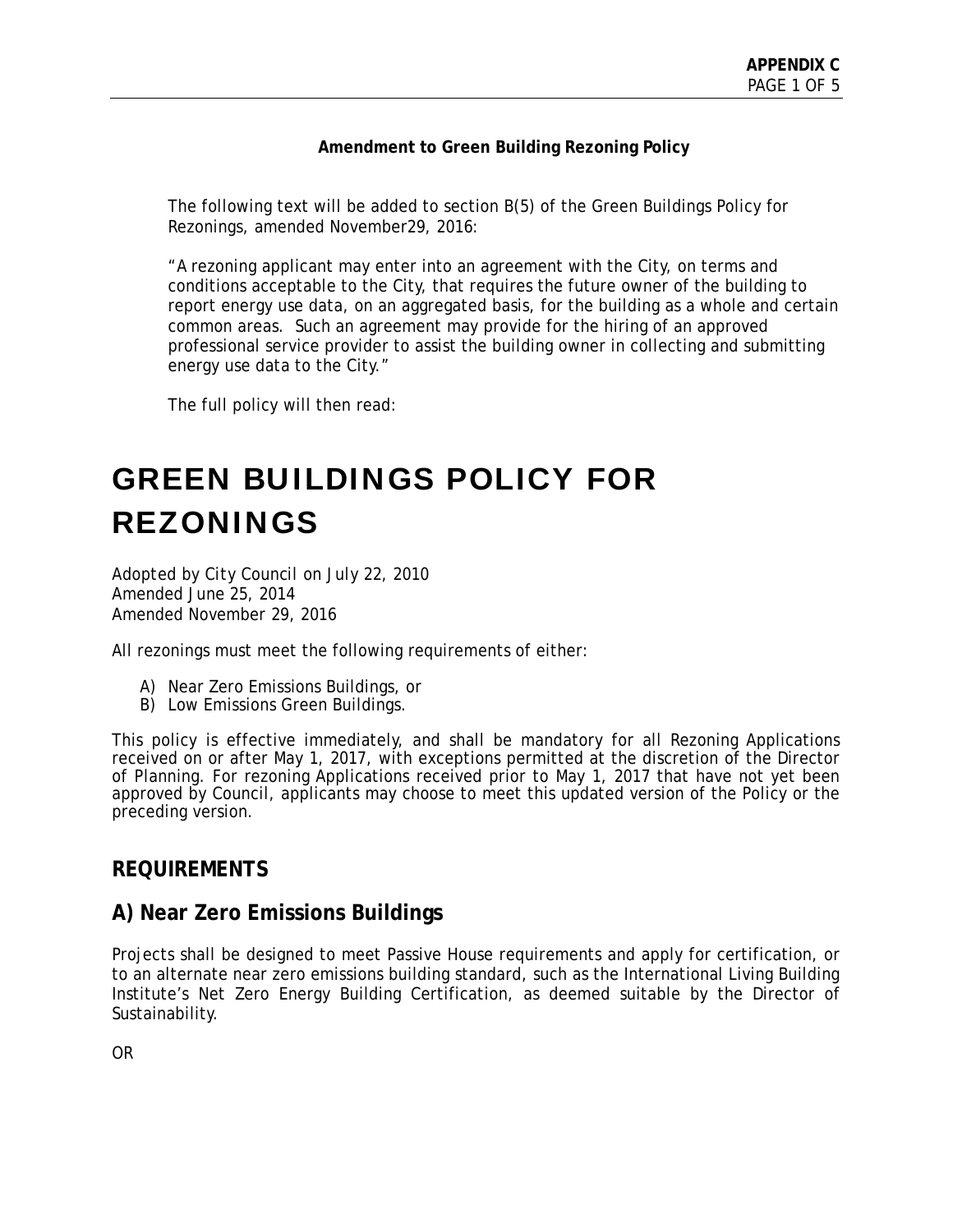**Amendment to Green Building Rezoning Policy**

The following text will be added to section B(5) of the Green Buildings Policy for Rezonings, amended November29, 2016:

"A rezoning applicant may enter into an agreement with the City, on terms and conditions acceptable to the City, that requires the future owner of the building to report energy use data, on an aggregated basis, for the building as a whole and certain common areas. Such an agreement may provide for the hiring of an approved professional service provider to assist the building owner in collecting and submitting energy use data to the City."

The full policy will then read:

# GREEN BUILDINGS POLICY FOR REZONINGS

*Adopted by City Council on July 22, 2010*
*Amended June 25, 2014*
*Amended November 29, 2016*

All rezonings must meet the following requirements of either:

A) Near Zero Emissions Buildings, or
B) Low Emissions Green Buildings.

This policy is effective immediately, and shall be mandatory for all Rezoning Applications received on or after May 1, 2017, with exceptions permitted at the discretion of the Director of Planning. For rezoning Applications received prior to May 1, 2017 that have not yet been approved by Council, applicants may choose to meet this updated version of the Policy or the preceding version.

## REQUIREMENTS

## A) Near Zero Emissions Buildings

Projects shall be designed to meet Passive House requirements and apply for certification, or to an alternate near zero emissions building standard, such as the International Living Building Institute's Net Zero Energy Building Certification, as deemed suitable by the Director of Sustainability.

OR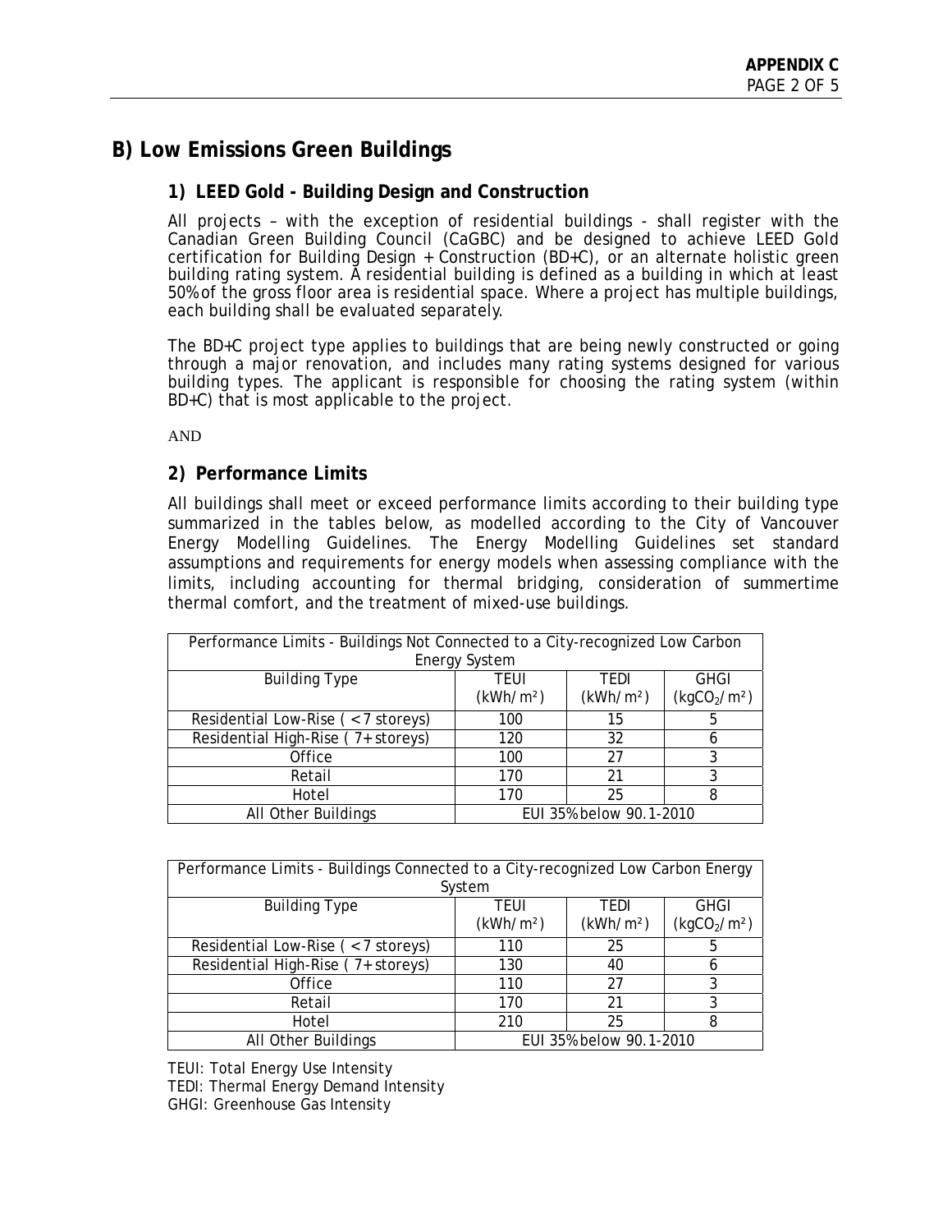## B) Low Emissions Green Buildings

### 1) LEED Gold - Building Design and Construction

All projects – with the exception of residential buildings - shall register with the Canadian Green Building Council (CaGBC) and be designed to achieve LEED Gold certification for Building Design + Construction (BD+C), or an alternate holistic green building rating system. A residential building is defined as a building in which at least 50% of the gross floor area is residential space. Where a project has multiple buildings, each building shall be evaluated separately.

The BD+C project type applies to buildings that are being newly constructed or going through a major renovation, and includes many rating systems designed for various building types. The applicant is responsible for choosing the rating system (within BD+C) that is most applicable to the project.

AND

### 2) Performance Limits

All buildings shall meet or exceed performance limits according to their building type summarized in the tables below, as modelled according to the City of Vancouver Energy Modelling Guidelines. The Energy Modelling Guidelines set standard assumptions and requirements for energy models when assessing compliance with the limits, including accounting for thermal bridging, consideration of summertime thermal comfort, and the treatment of mixed-use buildings.

| Performance Limits - Buildings Not Connected to a City-recognized Low Carbon Energy System | | | |
|---|---|---|---|
| Building Type | TEUI ($kWh/m^2$) | TEDI ($kWh/m^2$) | GHGI ($kgCO_2/m^2$) |
| Residential Low-Rise ( < 7 storeys) | 100 | 15 | 5 |
| Residential High-Rise ( 7+ storeys) | 120 | 32 | 6 |
| Office | 100 | 27 | 3 |
| Retail | 170 | 21 | 3 |
| Hotel | 170 | 25 | 8 |
| All Other Buildings | EUI 35% below 90.1-2010 | | |

| Performance Limits - Buildings Connected to a City-recognized Low Carbon Energy System | | | |
|---|---|---|---|
| Building Type | TEUI ($kWh/m^2$) | TEDI ($kWh/m^2$) | GHGI ($kgCO_2/m^2$) |
| Residential Low-Rise ( < 7 storeys) | 110 | 25 | 5 |
| Residential High-Rise ( 7+ storeys) | 130 | 40 | 6 |
| Office | 110 | 27 | 3 |
| Retail | 170 | 21 | 3 |
| Hotel | 210 | 25 | 8 |
| All Other Buildings | EUI 35% below 90.1-2010 | | |

TEUI: Total Energy Use Intensity
TEDI: Thermal Energy Demand Intensity
GHGI: Greenhouse Gas Intensity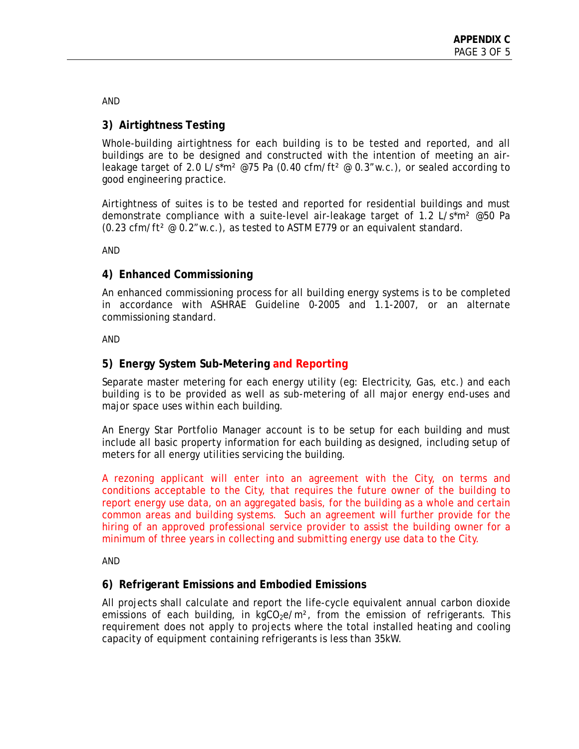AND

### 3) Airtightness Testing

Whole-building airtightness for each building is to be tested and reported, and all buildings are to be designed and constructed with the intention of meeting an air-leakage target of 2.0 L/s*m² @75 Pa (0.40 cfm/ft² @ 0.3"w.c.), or sealed according to good engineering practice.

Airtightness of suites is to be tested and reported for residential buildings and must demonstrate compliance with a suite-level air-leakage target of 1.2 L/s*m² @50 Pa (0.23 cfm/ft² @ 0.2"w.c.), as tested to ASTM E779 or an equivalent standard.

AND

### 4) Enhanced Commissioning

An enhanced commissioning process for all building energy systems is to be completed in accordance with ASHRAE Guideline 0-2005 and 1.1-2007, or an alternate commissioning standard.

AND

### 5) Energy System Sub-Metering and Reporting

Separate master metering for each energy utility (eg: Electricity, Gas, etc.) and each building is to be provided as well as sub-metering of all major energy end-uses and major space uses within each building.

An Energy Star Portfolio Manager account is to be setup for each building and must include all basic property information for each building as designed, including setup of meters for all energy utilities servicing the building.

A rezoning applicant will enter into an agreement with the City, on terms and conditions acceptable to the City, that requires the future owner of the building to report energy use data, on an aggregated basis, for the building as a whole and certain common areas and building systems. Such an agreement will further provide for the hiring of an approved professional service provider to assist the building owner for a minimum of three years in collecting and submitting energy use data to the City.

AND

### 6) Refrigerant Emissions and Embodied Emissions

All projects shall calculate and report the life-cycle equivalent annual carbon dioxide emissions of each building, in $kgCO_2e/m^2$, from the emission of refrigerants. This requirement does not apply to projects where the total installed heating and cooling capacity of equipment containing refrigerants is less than 35kW.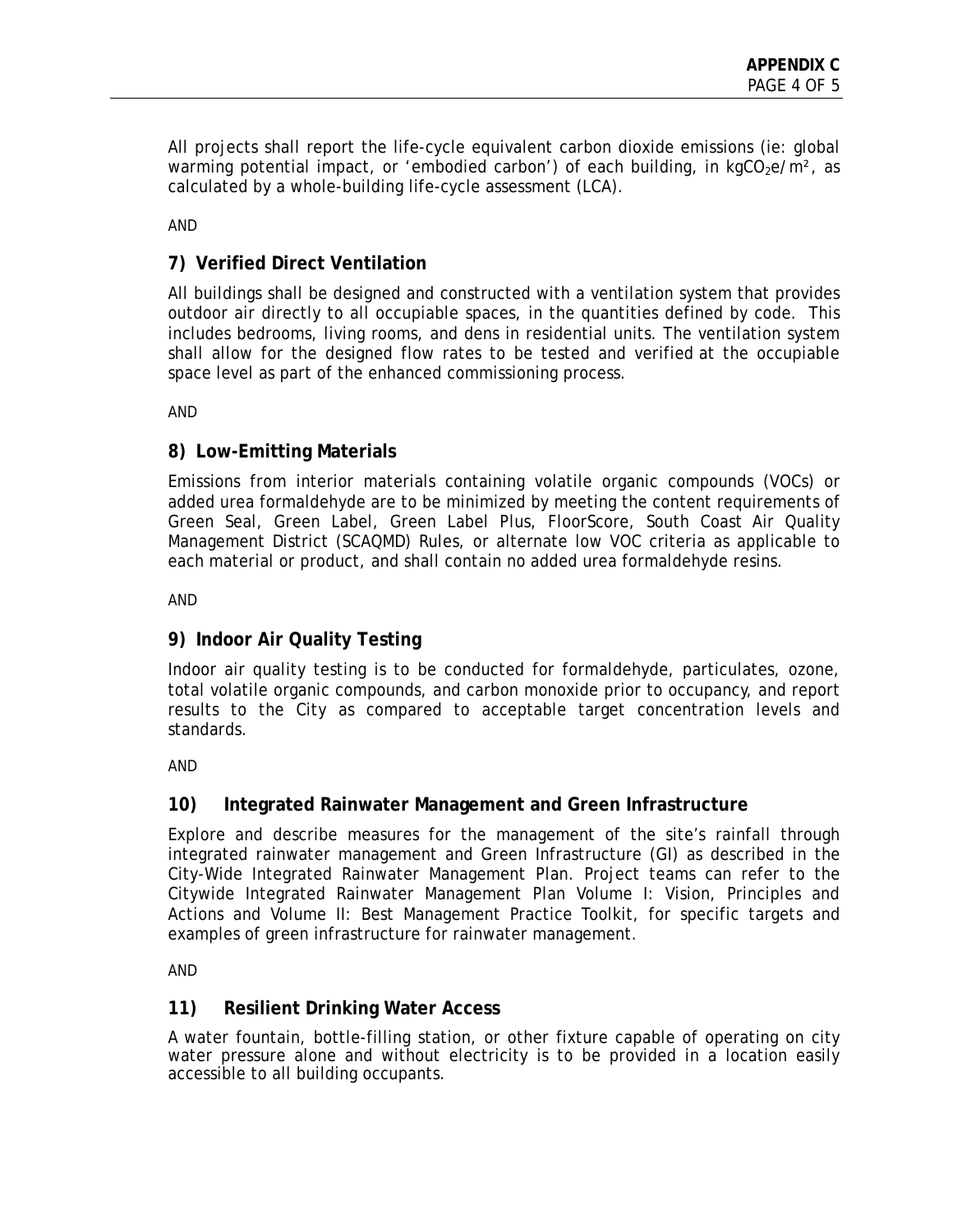All projects shall report the life-cycle equivalent carbon dioxide emissions (ie: global warming potential impact, or 'embodied carbon') of each building, in $kgCO_2e/m^2$, as calculated by a whole-building life-cycle assessment (LCA).

AND

### 7) Verified Direct Ventilation

All buildings shall be designed and constructed with a ventilation system that provides outdoor air directly to all occupiable spaces, in the quantities defined by code. This includes bedrooms, living rooms, and dens in residential units. The ventilation system shall allow for the designed flow rates to be tested and verified at the occupiable space level as part of the enhanced commissioning process.

AND

### 8) Low-Emitting Materials

Emissions from interior materials containing volatile organic compounds (VOCs) or added urea formaldehyde are to be minimized by meeting the content requirements of Green Seal, Green Label, Green Label Plus, FloorScore, South Coast Air Quality Management District (SCAQMD) Rules, or alternate low VOC criteria as applicable to each material or product, and shall contain no added urea formaldehyde resins.

AND

### 9) Indoor Air Quality Testing

Indoor air quality testing is to be conducted for formaldehyde, particulates, ozone, total volatile organic compounds, and carbon monoxide prior to occupancy, and report results to the City as compared to acceptable target concentration levels and standards.

AND

### 10) Integrated Rainwater Management and Green Infrastructure

Explore and describe measures for the management of the site's rainfall through integrated rainwater management and Green Infrastructure (GI) as described in the City-Wide Integrated Rainwater Management Plan. Project teams can refer to the Citywide Integrated Rainwater Management Plan Volume I: Vision, Principles and Actions and Volume II: Best Management Practice Toolkit, for specific targets and examples of green infrastructure for rainwater management.

AND

### 11) Resilient Drinking Water Access

A water fountain, bottle-filling station, or other fixture capable of operating on city water pressure alone and without electricity is to be provided in a location easily accessible to all building occupants.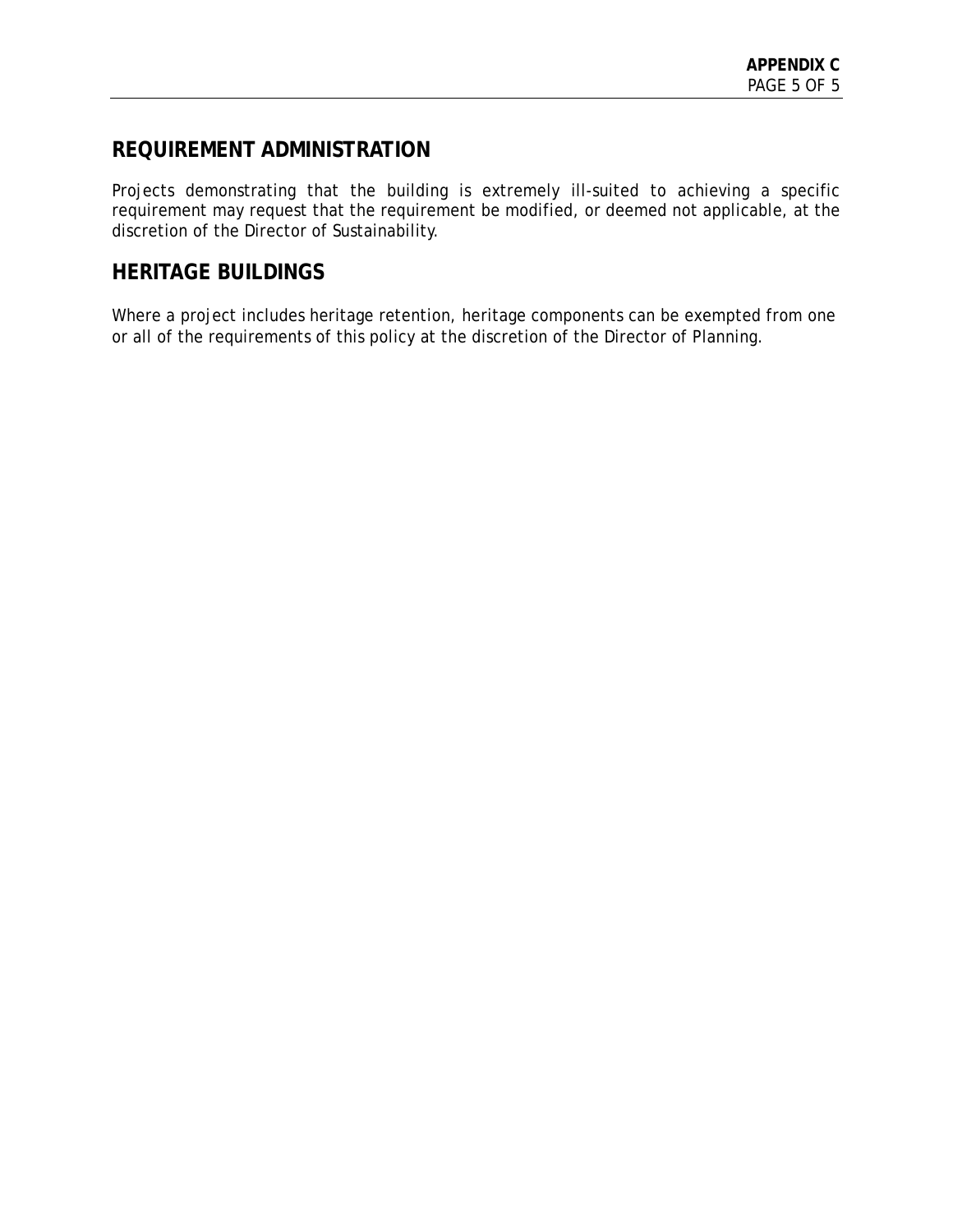## REQUIREMENT ADMINISTRATION

Projects demonstrating that the building is extremely ill-suited to achieving a specific requirement may request that the requirement be modified, or deemed not applicable, at the discretion of the Director of Sustainability.

## HERITAGE BUILDINGS

Where a project includes heritage retention, heritage components can be exempted from one or all of the requirements of this policy at the discretion of the Director of Planning.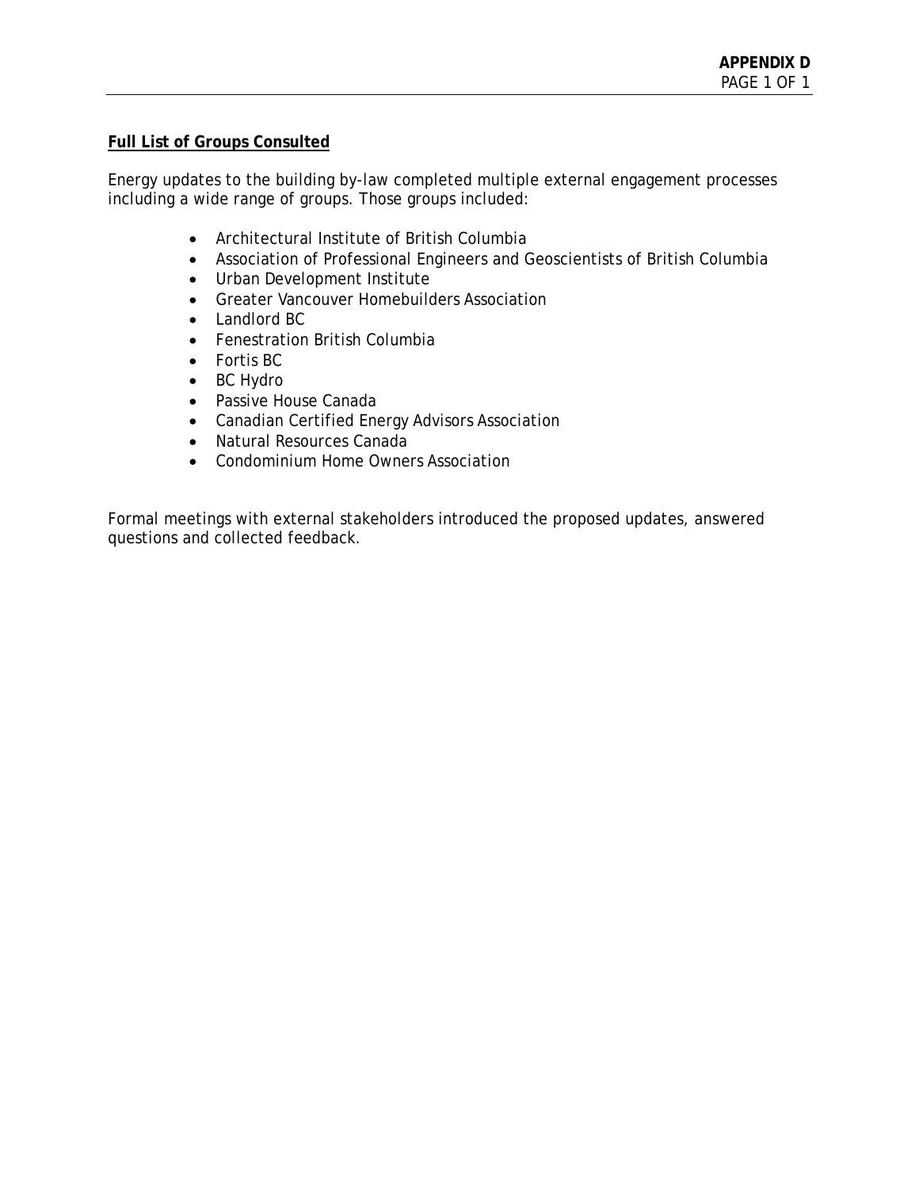**APPENDIX D**

**Full List of Groups Consulted**

Energy updates to the building by-law completed multiple external engagement processes including a wide range of groups. Those groups included:

- Architectural Institute of British Columbia
- Association of Professional Engineers and Geoscientists of British Columbia
- Urban Development Institute
- Greater Vancouver Homebuilders Association
- Landlord BC
- Fenestration British Columbia
- Fortis BC
- BC Hydro
- Passive House Canada
- Canadian Certified Energy Advisors Association
- Natural Resources Canada
- Condominium Home Owners Association

Formal meetings with external stakeholders introduced the proposed updates, answered questions and collected feedback.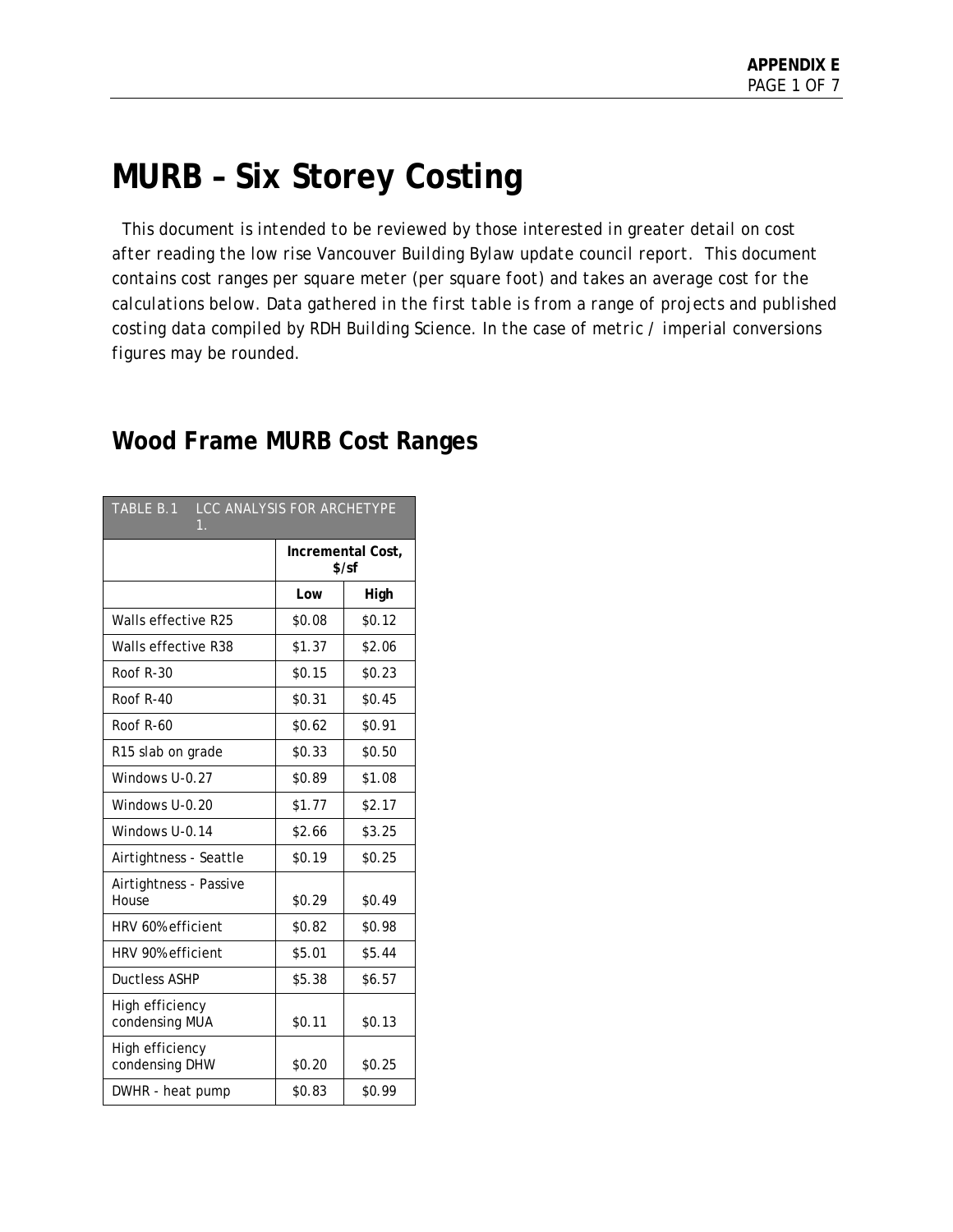# MURB – Six Storey Costing

This document is intended to be reviewed by those interested in greater detail on cost after reading the low rise Vancouver Building Bylaw update council report. This document contains cost ranges per square meter (per square foot) and takes an average cost for the calculations below. Data gathered in the first table is from a range of projects and published costing data compiled by RDH Building Science. In the case of metric / imperial conversions figures may be rounded.

## Wood Frame MURB Cost Ranges

| TABLE B.1 LCC ANALYSIS FOR ARCHETYPE 1. | | |
|---|---|---|
| | **Incremental Cost, $/sf** | |
| | **Low** | **High** |
| Walls effective R25 | $0.08 | $0.12 |
| Walls effective R38 | $1.37 | $2.06 |
| Roof R-30 | $0.15 | $0.23 |
| Roof R-40 | $0.31 | $0.45 |
| Roof R-60 | $0.62 | $0.91 |
| R15 slab on grade | $0.33 | $0.50 |
| Windows U-0.27 | $0.89 | $1.08 |
| Windows U-0.20 | $1.77 | $2.17 |
| Windows U-0.14 | $2.66 | $3.25 |
| Airtightness - Seattle | $0.19 | $0.25 |
| Airtightness - Passive House | $0.29 | $0.49 |
| HRV 60% efficient | $0.82 | $0.98 |
| HRV 90% efficient | $5.01 | $5.44 |
| Ductless ASHP | $5.38 | $6.57 |
| High efficiency condensing MUA | $0.11 | $0.13 |
| High efficiency condensing DHW | $0.20 | $0.25 |
| DWHR - heat pump | $0.83 | $0.99 |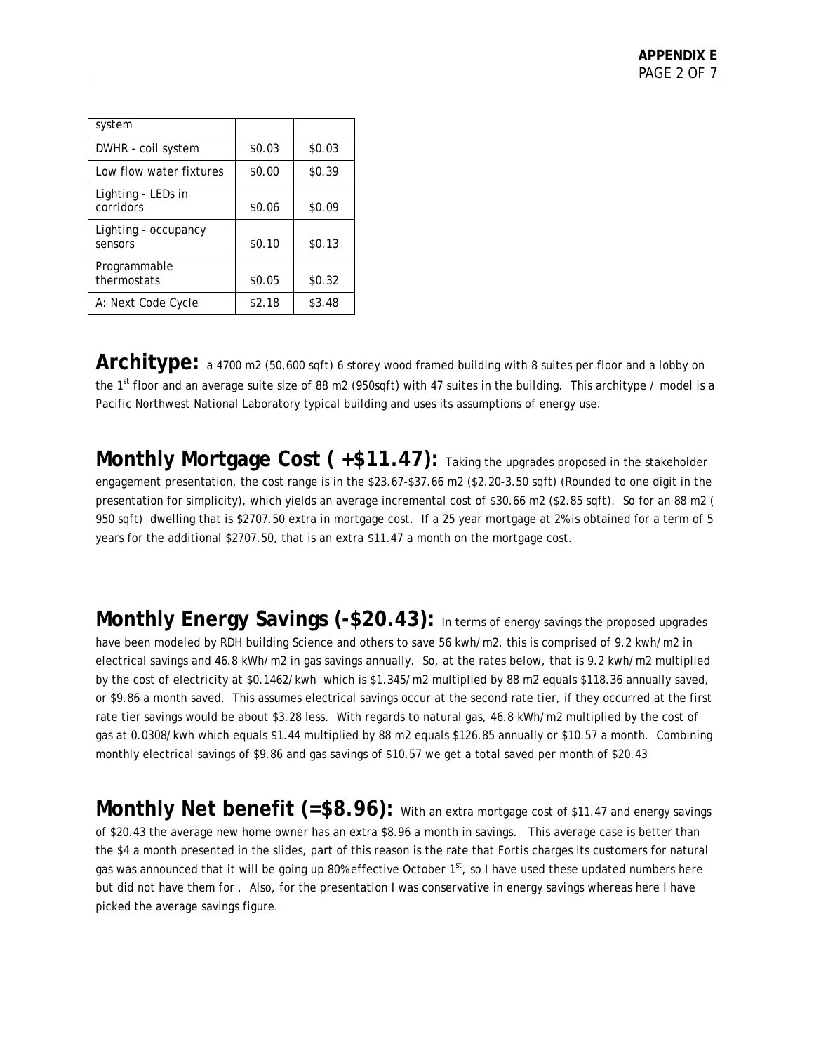| system | | |
| --- | --- | --- |
| DWHR - coil system | $0.03 | $0.03 |
| Low flow water fixtures | $0.00 | $0.39 |
| Lighting - LEDs in corridors | $0.06 | $0.09 |
| Lighting - occupancy sensors | $0.10 | $0.13 |
| Programmable thermostats | $0.05 | $0.32 |
| A: Next Code Cycle | $2.18 | $3.48 |

**Architype:** a 4700 m2 (50,600 sqft) 6 storey wood framed building with 8 suites per floor and a lobby on the 1st floor and an average suite size of 88 m2 (950sqft) with 47 suites in the building. This architype / model is a Pacific Northwest National Laboratory typical building and uses its assumptions of energy use.

**Monthly Mortgage Cost ( +$11.47):** Taking the upgrades proposed in the stakeholder engagement presentation, the cost range is in the $23.67-$37.66 m2 ($2.20-3.50 sqft) (Rounded to one digit in the presentation for simplicity), which yields an average incremental cost of $30.66 m2 ($2.85 sqft). So for an 88 m2 ( 950 sqft) dwelling that is $2707.50 extra in mortgage cost. If a 25 year mortgage at 2% is obtained for a term of 5 years for the additional $2707.50, that is an extra $11.47 a month on the mortgage cost.

**Monthly Energy Savings (-$20.43):** In terms of energy savings the proposed upgrades have been modeled by RDH building Science and others to save 56 kwh/m2, this is comprised of 9.2 kwh/m2 in electrical savings and 46.8 kWh/m2 in gas savings annually. So, at the rates below, that is 9.2 kwh/m2 multiplied by the cost of electricity at $0.1462/kwh which is $1.345/m2 multiplied by 88 m2 equals $118.36 annually saved, or $9.86 a month saved. This assumes electrical savings occur at the second rate tier, if they occurred at the first rate tier savings would be about $3.28 less. With regards to natural gas, 46.8 kWh/m2 multiplied by the cost of gas at 0.0308/kwh which equals $1.44 multiplied by 88 m2 equals $126.85 annually or $10.57 a month. Combining monthly electrical savings of $9.86 and gas savings of $10.57 we get a total saved per month of $20.43

**Monthly Net benefit (=$8.96):** With an extra mortgage cost of $11.47 and energy savings of $20.43 the average new home owner has an extra $8.96 a month in savings. This average case is better than the $4 a month presented in the slides, part of this reason is the rate that Fortis charges its customers for natural gas was announced that it will be going up 80% effective October 1st, so I have used these updated numbers here but did not have them for . Also, for the presentation I was conservative in energy savings whereas here I have picked the average savings figure.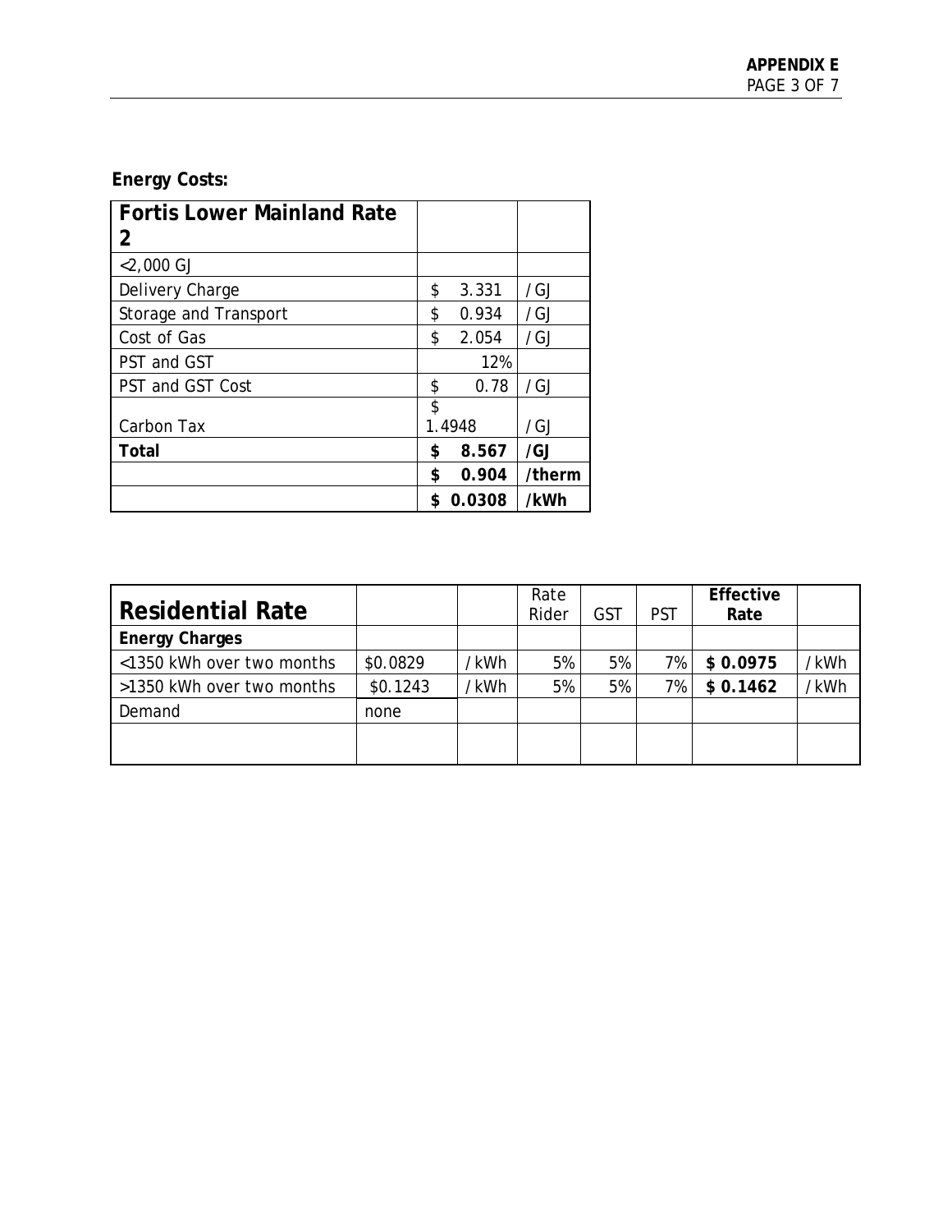**Energy Costs:**

| Fortis Lower Mainland Rate 2 | | |
|---|---|---|
| <2,000 GJ | | |
| Delivery Charge | $ 3.331 | /GJ |
| Storage and Transport | $ 0.934 | /GJ |
| Cost of Gas | $ 2.054 | /GJ |
| PST and GST | 12% | |
| PST and GST Cost | $ 0.78 | /GJ |
| Carbon Tax | $ 1.4948 | /GJ |
| **Total** | **$ 8.567** | **/GJ** |
| | **$ 0.904** | **/therm** |
| | **$ 0.0308** | **/kWh** |

| Residential Rate | | | Rate Rider | GST | PST | Effective Rate | |
|---|---|---|---|---|---|---|---|
| **Energy Charges** | | | | | | | |
| <1350 kWh over two months | $0.0829 | /kWh | 5% | 5% | 7% | **$ 0.0975** | /kWh |
| >1350 kWh over two months | $0.1243 | /kWh | 5% | 5% | 7% | **$ 0.1462** | /kWh |
| Demand | none | | | | | | |
| | | | | | | | |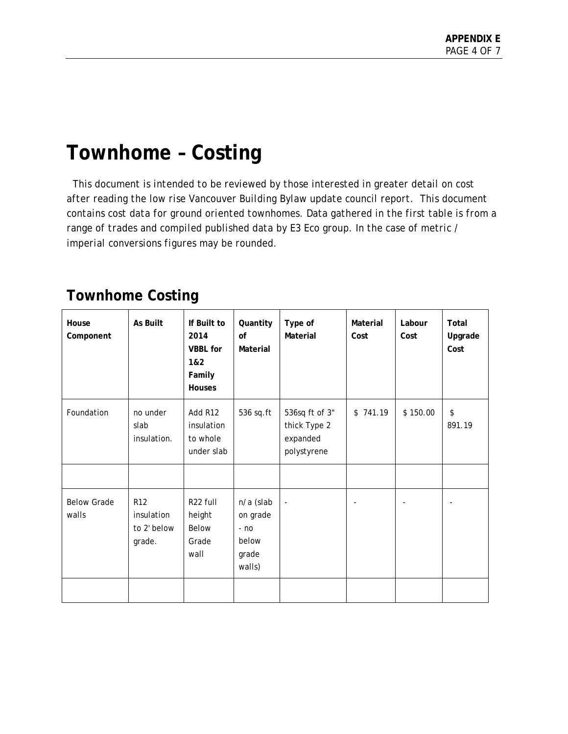# Townhome – Costing

*This document is intended to be reviewed by those interested in greater detail on cost after reading the low rise Vancouver Building Bylaw update council report. This document contains cost data for ground oriented townhomes. Data gathered in the first table is from a range of trades and compiled published data by E3 Eco group. In the case of metric / imperial conversions figures may be rounded.*

## Townhome Costing

| House Component | As Built | If Built to 2014 VBBL for 1&2 Family Houses | Quantity of Material | Type of Material | Material Cost | Labour Cost | Total Upgrade Cost |
|---|---|---|---|---|---|---|---|
| Foundation | no under slab insulation. | Add R12 insulation to whole under slab | 536 sq.ft | 536sq ft of 3" thick Type 2 expanded polystyrene | $ 741.19 | $ 150.00 | $ 891.19 |
| | | | | | | | |
| Below Grade walls | R12 insulation to 2' below grade. | R22 full height Below Grade wall | n/a (slab on grade - no below grade walls) | - | - | - | - |
| | | | | | | | |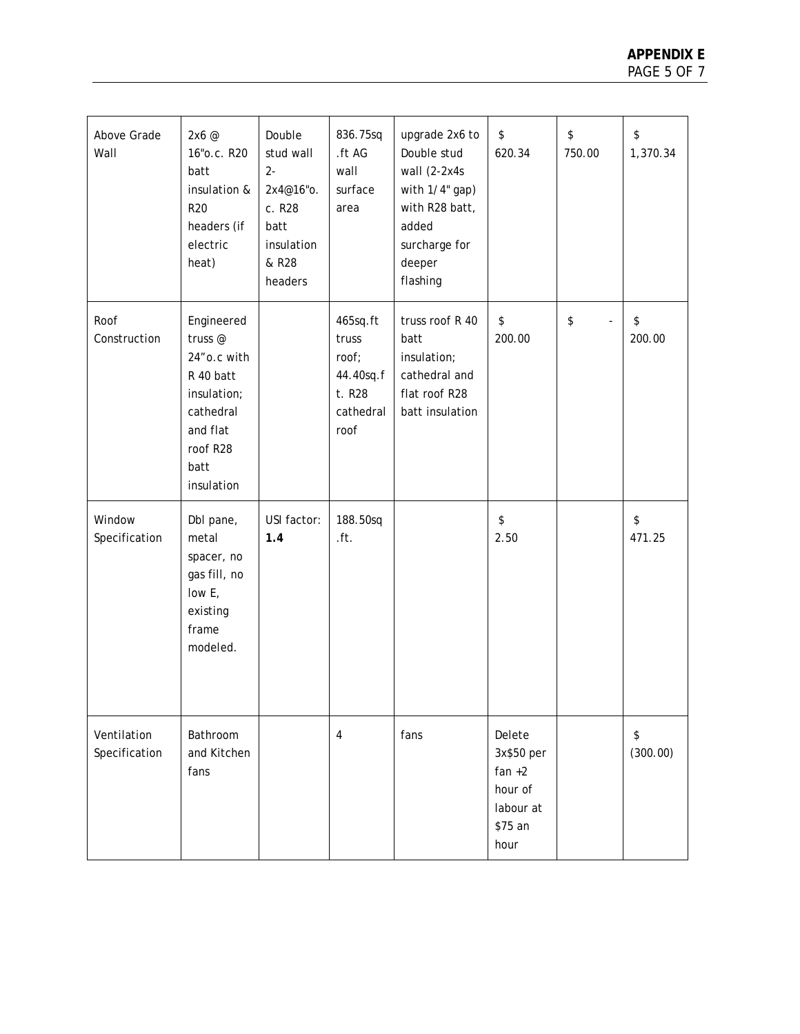| Above Grade Wall | 2x6 @ 16"o.c. R20 batt insulation & R20 headers (if electric heat) | Double stud wall 2-2x4@16"o.c. R28 batt insulation & R28 headers | 836.75sq.ft AG wall surface area | upgrade 2x6 to Double stud wall (2-2x4s with 1/4" gap) with R28 batt, added surcharge for deeper flashing | $ 620.34 | $ 750.00 | $ 1,370.34 |
|---|---|---|---|---|---|---|---|
| Roof Construction | Engineered truss @ 24"o.c with R 40 batt insulation; cathedral and flat roof R28 batt insulation | | 465sq.ft truss roof; 44.40sq.ft. R28 cathedral roof | truss roof R 40 batt insulation; cathedral and flat roof R28 batt insulation | $ 200.00 | $ - | $ 200.00 |
| Window Specification | Dbl pane, metal spacer, no gas fill, no low E, existing frame modeled. | USI factor: **1.4** | 188.50sq.ft. | | $ 2.50 | | $ 471.25 |
| Ventilation Specification | Bathroom and Kitchen fans | | 4 | fans | Delete 3x$50 per fan +2 hour of labour at $75 an hour | | $ (300.00) |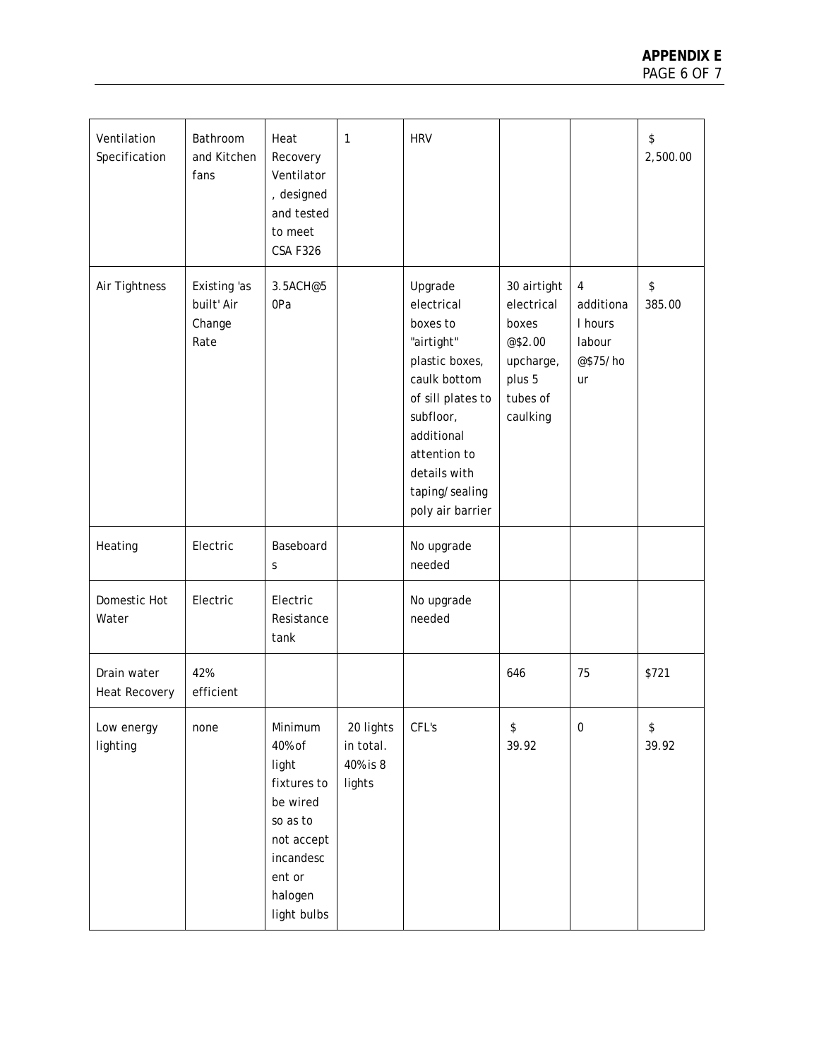| Ventilation Specification | Bathroom and Kitchen fans | Heat Recovery Ventilator, designed and tested to meet CSA F326 | 1 | HRV | | | $ 2,500.00 |
|---|---|---|---|---|---|---|---|
| Air Tightness | Existing 'as built' Air Change Rate | 3.5ACH@50Pa | | Upgrade electrical boxes to "airtight" plastic boxes, caulk bottom of sill plates to subfloor, additional attention to details with taping/sealing poly air barrier | 30 airtight electrical boxes @$2.00 upcharge, plus 5 tubes of caulking | 4 additional hours labour @$75/hour | $ 385.00 |
| Heating | Electric | Baseboards | | No upgrade needed | | | |
| Domestic Hot Water | Electric | Electric Resistance tank | | No upgrade needed | | | |
| Drain water Heat Recovery | 42% efficient | | | | 646 | 75 | $721 |
| Low energy lighting | none | Minimum 40% of light fixtures to be wired so as to not accept incandescent or halogen light bulbs | 20 lights in total. 40% is 8 lights | CFL's | $ 39.92 | 0 | $ 39.92 |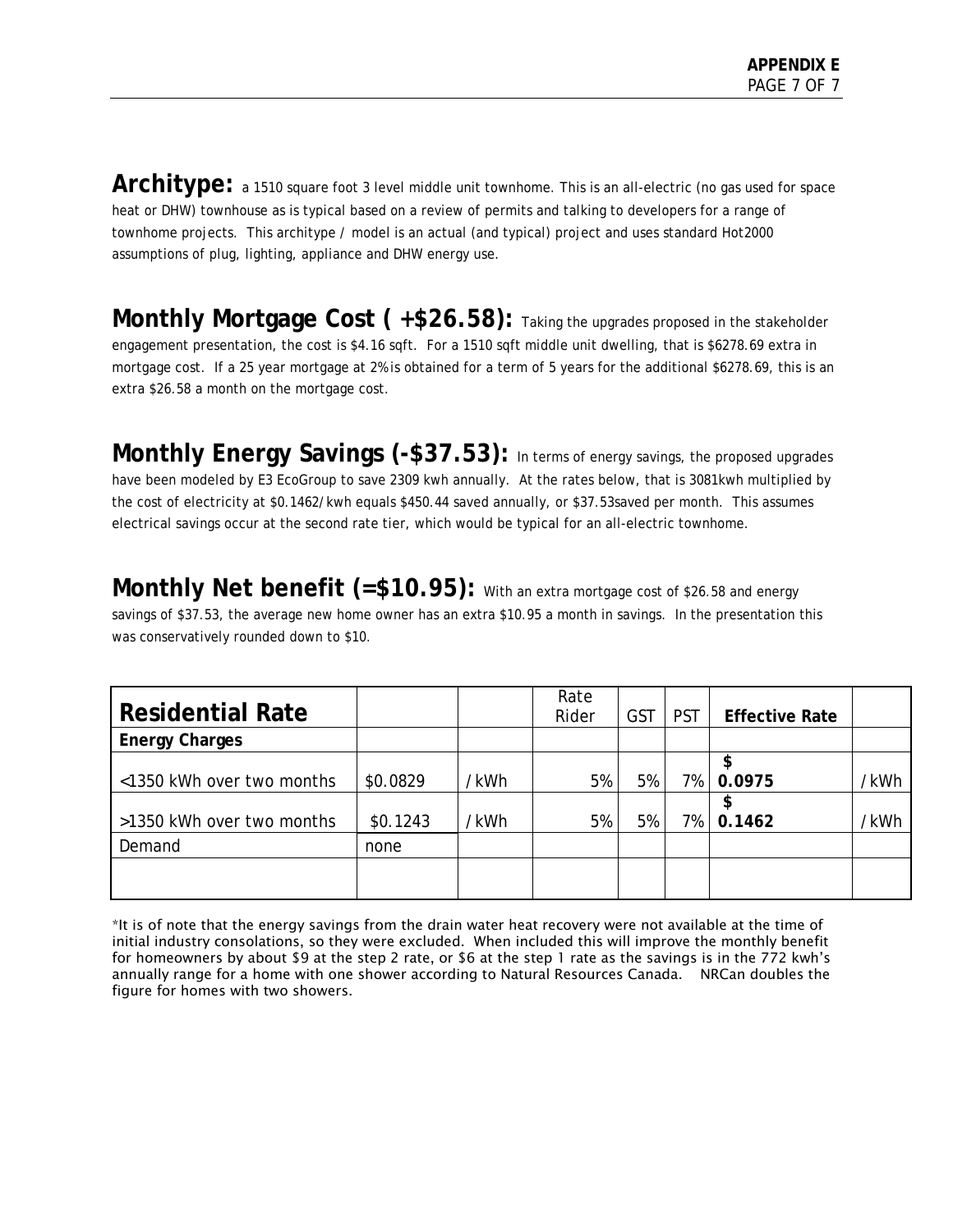**Architype:** a 1510 square foot 3 level middle unit townhome. This is an all-electric (no gas used for space heat or DHW) townhouse as is typical based on a review of permits and talking to developers for a range of townhome projects. This architype / model is an actual (and typical) project and uses standard Hot2000 assumptions of plug, lighting, appliance and DHW energy use.

**Monthly Mortgage Cost ( +$26.58):** Taking the upgrades proposed in the stakeholder engagement presentation, the cost is $4.16 sqft. For a 1510 sqft middle unit dwelling, that is $6278.69 extra in mortgage cost. If a 25 year mortgage at 2% is obtained for a term of 5 years for the additional $6278.69, this is an extra $26.58 a month on the mortgage cost.

**Monthly Energy Savings (-$37.53):** In terms of energy savings, the proposed upgrades have been modeled by E3 EcoGroup to save 2309 kwh annually. At the rates below, that is 3081kwh multiplied by the cost of electricity at $0.1462/kwh equals $450.44 saved annually, or $37.53saved per month. This assumes electrical savings occur at the second rate tier, which would be typical for an all-electric townhome.

**Monthly Net benefit (=$10.95):** With an extra mortgage cost of $26.58 and energy savings of $37.53, the average new home owner has an extra $10.95 a month in savings. In the presentation this was conservatively rounded down to $10.

| Residential Rate | | | Rate Rider | GST | PST | Effective Rate | |
|---|---|---|---|---|---|---|---|
| **Energy Charges** | | | | | | | |
| <1350 kWh over two months | $0.0829 | /kWh | 5% | 5% | 7% | **$ 0.0975** | /kWh |
| >1350 kWh over two months | $0.1243 | /kWh | 5% | 5% | 7% | **$ 0.1462** | /kWh |
| Demand | none | | | | | | |
| | | | | | | | |

*It is of note that the energy savings from the drain water heat recovery were not available at the time of initial industry consolations, so they were excluded. When included this will improve the monthly benefit for homeowners by about $9 at the step 2 rate, or $6 at the step 1 rate as the savings is in the 772 kwh's annually range for a home with one shower according to Natural Resources Canada. NRCan doubles the figure for homes with two showers.